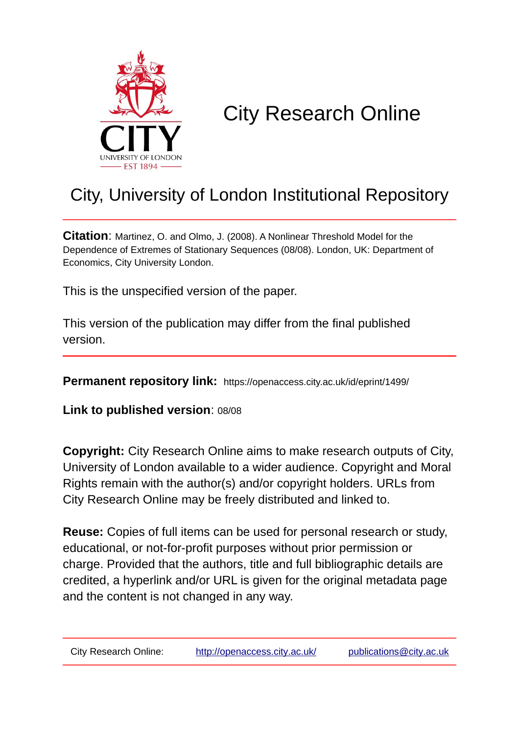# City Research Online

## City, University of London Institutional Repository

**Citation**: Martinez, O. and Olmo, J. (2008). A Nonlinear Threshold Model for the Dependence of Extremes of Stationary Sequences (08/08). London, UK: Department of Economics, City University London.

This is the unspecified version of the paper.

This version of the publication may differ from the final published version.

**Permanent repository link:** https://openaccess.city.ac.uk/id/eprint/1499/

**Link to published version**: 08/08

**Copyright:** City Research Online aims to make research outputs of City, University of London available to a wider audience. Copyright and Moral Rights remain with the author(s) and/or copyright holders. URLs from City Research Online may be freely distributed and linked to.

**Reuse:** Copies of full items can be used for personal research or study, educational, or not-for-profit purposes without prior permission or charge. Provided that the authors, title and full bibliographic details are credited, a hyperlink and/or URL is given for the original metadata page and the content is not changed in any way.

City Research Online: http://openaccess.city.ac.uk/ publications@city.ac.uk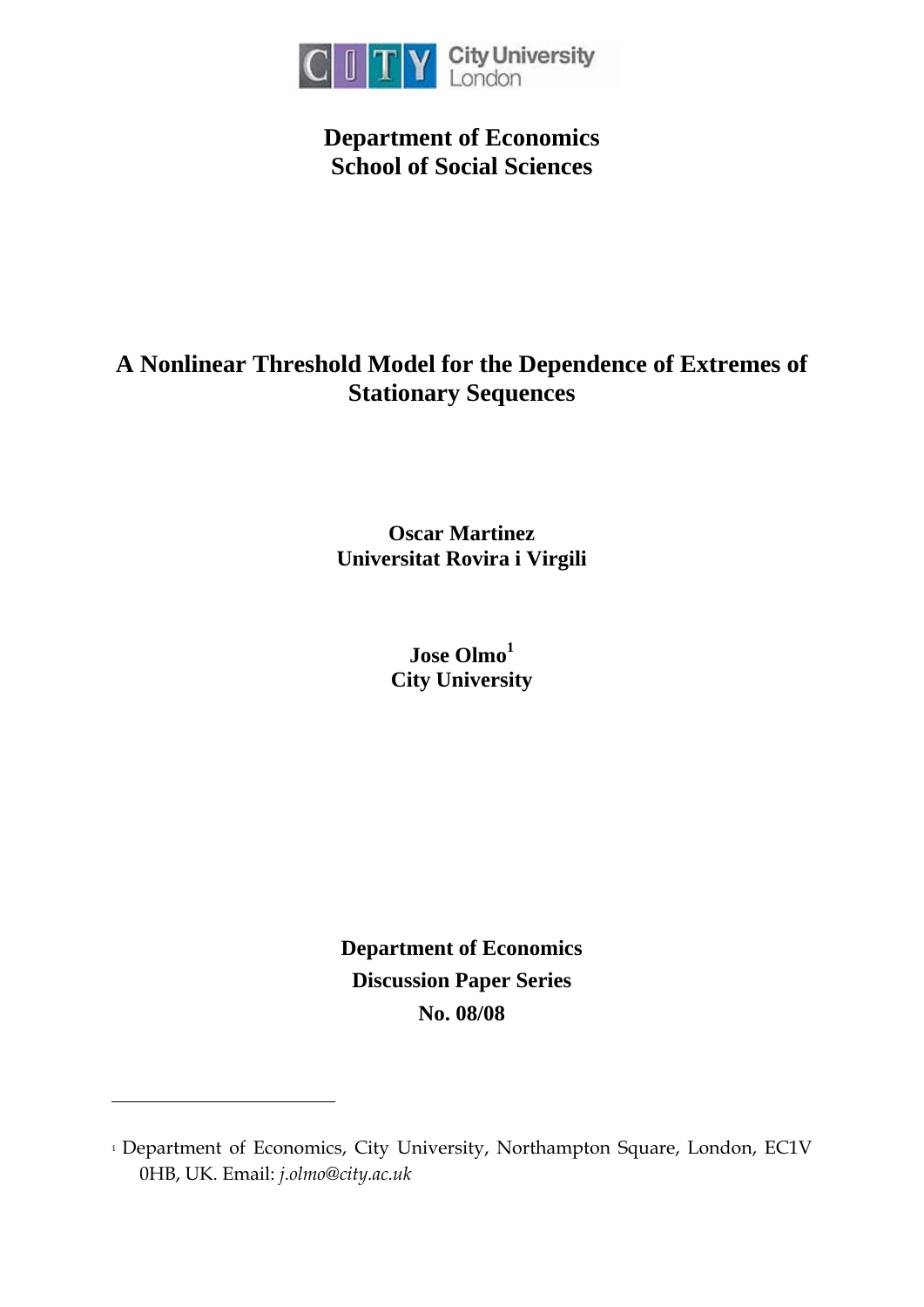**Department of Economics**
**School of Social Sciences**

# A Nonlinear Threshold Model for the Dependence of Extremes of Stationary Sequences

**Oscar Martinez**
**Universitat Rovira i Virgili**

**Jose Olmo[1]**
**City University**

**Department of Economics**
**Discussion Paper Series**
**No. 08/08**

[1] Department of Economics, City University, Northampton Square, London, EC1V 0HB, UK. Email: *j.olmo@city.ac.uk*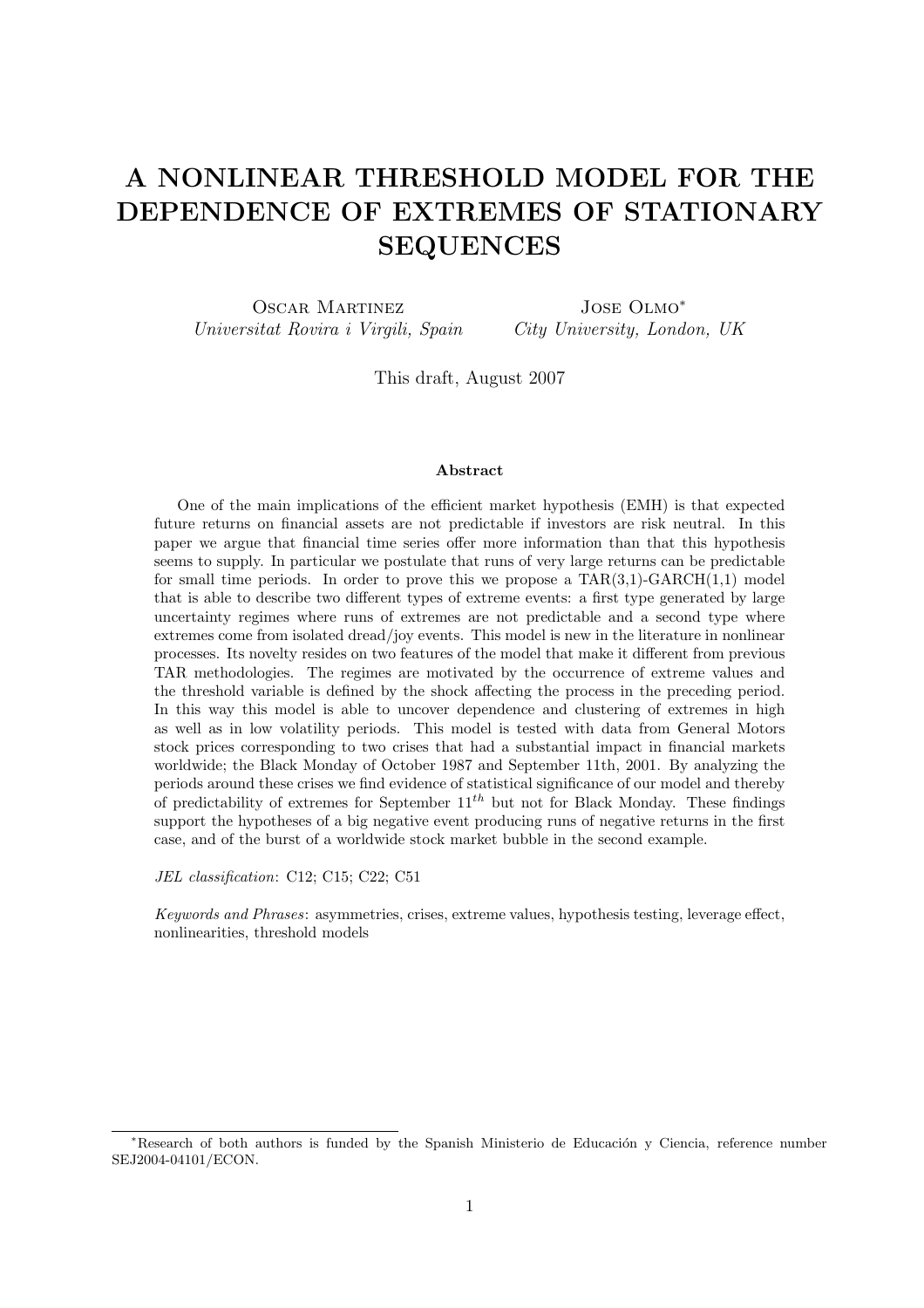# A NONLINEAR THRESHOLD MODEL FOR THE DEPENDENCE OF EXTREMES OF STATIONARY SEQUENCES

Oscar Martinez
*Universitat Rovira i Virgili, Spain*

Jose Olmo*
*City University, London, UK*

This draft, August 2007

### Abstract

One of the main implications of the efficient market hypothesis (EMH) is that expected future returns on financial assets are not predictable if investors are risk neutral. In this paper we argue that financial time series offer more information than that this hypothesis seems to supply. In particular we postulate that runs of very large returns can be predictable for small time periods. In order to prove this we propose a TAR(3,1)-GARCH(1,1) model that is able to describe two different types of extreme events: a first type generated by large uncertainty regimes where runs of extremes are not predictable and a second type where extremes come from isolated dread/joy events. This model is new in the literature in nonlinear processes. Its novelty resides on two features of the model that make it different from previous TAR methodologies. The regimes are motivated by the occurrence of extreme values and the threshold variable is defined by the shock affecting the process in the preceding period. In this way this model is able to uncover dependence and clustering of extremes in high as well as in low volatility periods. This model is tested with data from General Motors stock prices corresponding to two crises that had a substantial impact in financial markets worldwide; the Black Monday of October 1987 and September 11th, 2001. By analyzing the periods around these crises we find evidence of statistical significance of our model and thereby of predictability of extremes for September $11^{th}$ but not for Black Monday. These findings support the hypotheses of a big negative event producing runs of negative returns in the first case, and of the burst of a worldwide stock market bubble in the second example.

*JEL classification*: C12; C15; C22; C51

*Keywords and Phrases*: asymmetries, crises, extreme values, hypothesis testing, leverage effect, nonlinearities, threshold models

---

*Research of both authors is funded by the Spanish Ministerio de Educación y Ciencia, reference number SEJ2004-04101/ECON.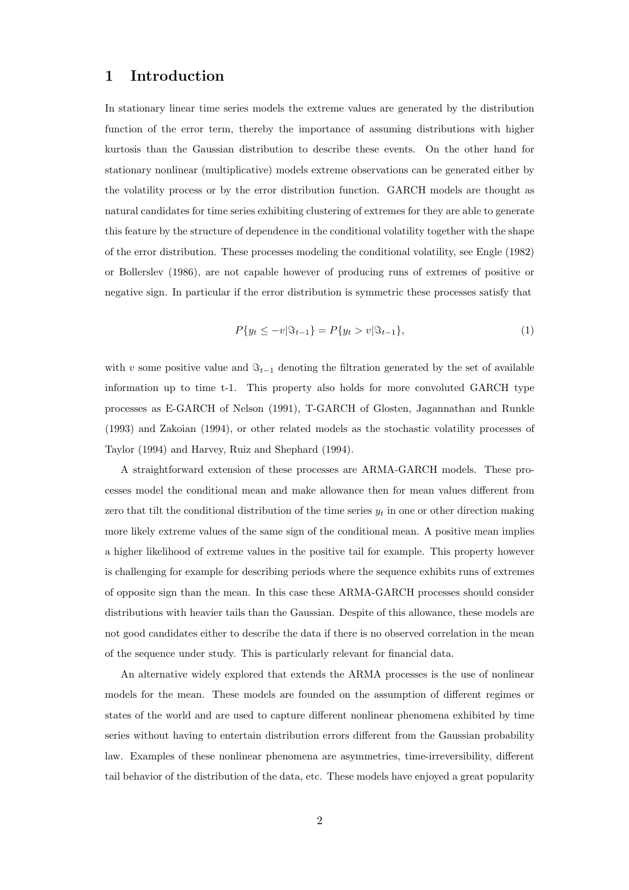# 1 Introduction

In stationary linear time series models the extreme values are generated by the distribution function of the error term, thereby the importance of assuming distributions with higher kurtosis than the Gaussian distribution to describe these events. On the other hand for stationary nonlinear (multiplicative) models extreme observations can be generated either by the volatility process or by the error distribution function. GARCH models are thought as natural candidates for time series exhibiting clustering of extremes for they are able to generate this feature by the structure of dependence in the conditional volatility together with the shape of the error distribution. These processes modeling the conditional volatility, see Engle (1982) or Bollerslev (1986), are not capable however of producing runs of extremes of positive or negative sign. In particular if the error distribution is symmetric these processes satisfy that

$$P\{y_t \leq -v | \Im_{t-1}\} = P\{y_t > v | \Im_{t-1}\}, \tag{1}$$

with $v$ some positive value and $\Im_{t-1}$ denoting the filtration generated by the set of available information up to time t-1. This property also holds for more convoluted GARCH type processes as E-GARCH of Nelson (1991), T-GARCH of Glosten, Jagannathan and Runkle (1993) and Zakoian (1994), or other related models as the stochastic volatility processes of Taylor (1994) and Harvey, Ruiz and Shephard (1994).

A straightforward extension of these processes are ARMA-GARCH models. These processes model the conditional mean and make allowance then for mean values different from zero that tilt the conditional distribution of the time series $y_t$ in one or other direction making more likely extreme values of the same sign of the conditional mean. A positive mean implies a higher likelihood of extreme values in the positive tail for example. This property however is challenging for example for describing periods where the sequence exhibits runs of extremes of opposite sign than the mean. In this case these ARMA-GARCH processes should consider distributions with heavier tails than the Gaussian. Despite of this allowance, these models are not good candidates either to describe the data if there is no observed correlation in the mean of the sequence under study. This is particularly relevant for financial data.

An alternative widely explored that extends the ARMA processes is the use of nonlinear models for the mean. These models are founded on the assumption of different regimes or states of the world and are used to capture different nonlinear phenomena exhibited by time series without having to entertain distribution errors different from the Gaussian probability law. Examples of these nonlinear phenomena are asymmetries, time-irreversibility, different tail behavior of the distribution of the data, etc. These models have enjoyed a great popularity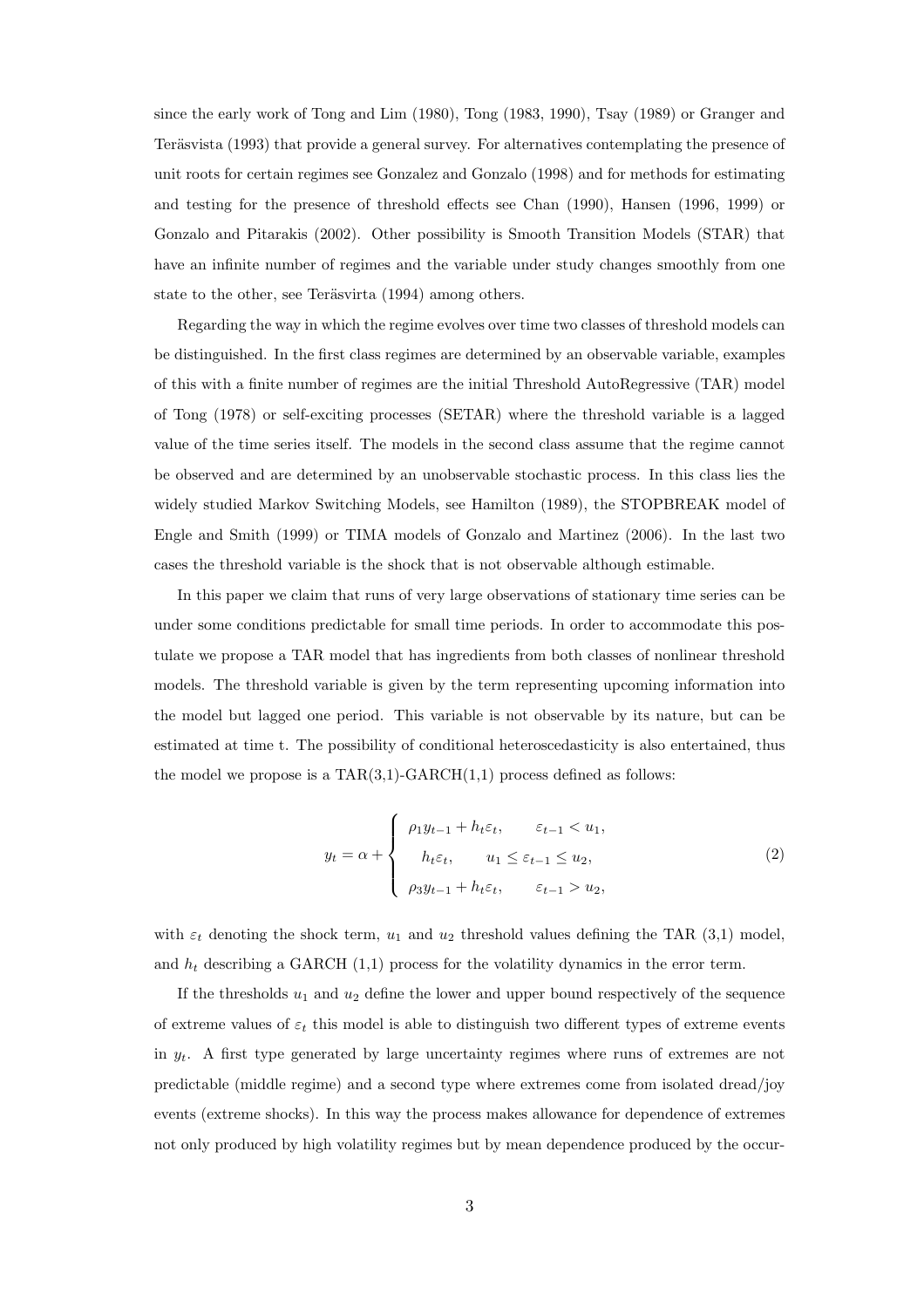since the early work of Tong and Lim (1980), Tong (1983, 1990), Tsay (1989) or Granger and Teräsvista (1993) that provide a general survey. For alternatives contemplating the presence of unit roots for certain regimes see Gonzalez and Gonzalo (1998) and for methods for estimating and testing for the presence of threshold effects see Chan (1990), Hansen (1996, 1999) or Gonzalo and Pitarakis (2002). Other possibility is Smooth Transition Models (STAR) that have an infinite number of regimes and the variable under study changes smoothly from one state to the other, see Teräsvirta (1994) among others.

Regarding the way in which the regime evolves over time two classes of threshold models can be distinguished. In the first class regimes are determined by an observable variable, examples of this with a finite number of regimes are the initial Threshold AutoRegressive (TAR) model of Tong (1978) or self-exciting processes (SETAR) where the threshold variable is a lagged value of the time series itself. The models in the second class assume that the regime cannot be observed and are determined by an unobservable stochastic process. In this class lies the widely studied Markov Switching Models, see Hamilton (1989), the STOPBREAK model of Engle and Smith (1999) or TIMA models of Gonzalo and Martinez (2006). In the last two cases the threshold variable is the shock that is not observable although estimable.

In this paper we claim that runs of very large observations of stationary time series can be under some conditions predictable for small time periods. In order to accommodate this postulate we propose a TAR model that has ingredients from both classes of nonlinear threshold models. The threshold variable is given by the term representing upcoming information into the model but lagged one period. This variable is not observable by its nature, but can be estimated at time t. The possibility of conditional heteroscedasticity is also entertained, thus the model we propose is a TAR(3,1)-GARCH(1,1) process defined as follows:

$$y_t = \alpha + \begin{cases} \rho_1 y_{t-1} + h_t \varepsilon_t, & \varepsilon_{t-1} < u_1, \\ h_t \varepsilon_t, & u_1 \leq \varepsilon_{t-1} \leq u_2, \\ \rho_3 y_{t-1} + h_t \varepsilon_t, & \varepsilon_{t-1} > u_2, \end{cases} \tag{2}$$

with $\varepsilon_t$ denoting the shock term, $u_1$ and $u_2$ threshold values defining the TAR (3,1) model, and $h_t$ describing a GARCH (1,1) process for the volatility dynamics in the error term.

If the thresholds $u_1$ and $u_2$ define the lower and upper bound respectively of the sequence of extreme values of $\varepsilon_t$ this model is able to distinguish two different types of extreme events in $y_t$. A first type generated by large uncertainty regimes where runs of extremes are not predictable (middle regime) and a second type where extremes come from isolated dread/joy events (extreme shocks). In this way the process makes allowance for dependence of extremes not only produced by high volatility regimes but by mean dependence produced by the occur-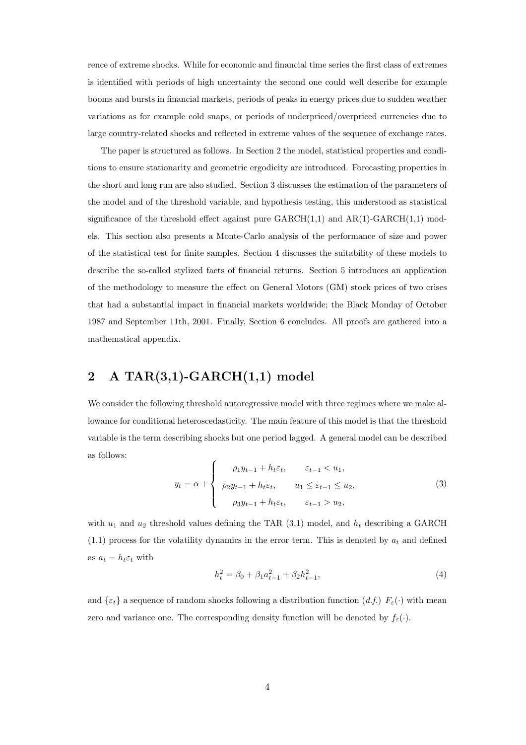rence of extreme shocks. While for economic and financial time series the first class of extremes is identified with periods of high uncertainty the second one could well describe for example booms and bursts in financial markets, periods of peaks in energy prices due to sudden weather variations as for example cold snaps, or periods of underpriced/overpriced currencies due to large country-related shocks and reflected in extreme values of the sequence of exchange rates.

The paper is structured as follows. In Section 2 the model, statistical properties and conditions to ensure stationarity and geometric ergodicity are introduced. Forecasting properties in the short and long run are also studied. Section 3 discusses the estimation of the parameters of the model and of the threshold variable, and hypothesis testing, this understood as statistical significance of the threshold effect against pure GARCH(1,1) and AR(1)-GARCH(1,1) models. This section also presents a Monte-Carlo analysis of the performance of size and power of the statistical test for finite samples. Section 4 discusses the suitability of these models to describe the so-called stylized facts of financial returns. Section 5 introduces an application of the methodology to measure the effect on General Motors (GM) stock prices of two crises that had a substantial impact in financial markets worldwide; the Black Monday of October 1987 and September 11th, 2001. Finally, Section 6 concludes. All proofs are gathered into a mathematical appendix.

## 2 A TAR(3,1)-GARCH(1,1) model

We consider the following threshold autoregressive model with three regimes where we make allowance for conditional heteroscedasticity. The main feature of this model is that the threshold variable is the term describing shocks but one period lagged. A general model can be described as follows:

$$y_t = \alpha + \begin{cases} \rho_1 y_{t-1} + h_t \varepsilon_t, & \varepsilon_{t-1} < u_1, \\ \rho_2 y_{t-1} + h_t \varepsilon_t, & u_1 \leq \varepsilon_{t-1} \leq u_2, \\ \rho_3 y_{t-1} + h_t \varepsilon_t, & \varepsilon_{t-1} > u_2, \end{cases} \tag{3}$$

with $u_1$ and $u_2$ threshold values defining the TAR (3,1) model, and $h_t$ describing a GARCH (1,1) process for the volatility dynamics in the error term. This is denoted by $a_t$ and defined as $a_t = h_t \varepsilon_t$ with

$$h_t^2 = \beta_0 + \beta_1 a_{t-1}^2 + \beta_2 h_{t-1}^2, \tag{4}$$

and $\{\varepsilon_t\}$ a sequence of random shocks following a distribution function (*d.f.*) $F_\varepsilon(\cdot)$ with mean zero and variance one. The corresponding density function will be denoted by $f_\varepsilon(\cdot)$.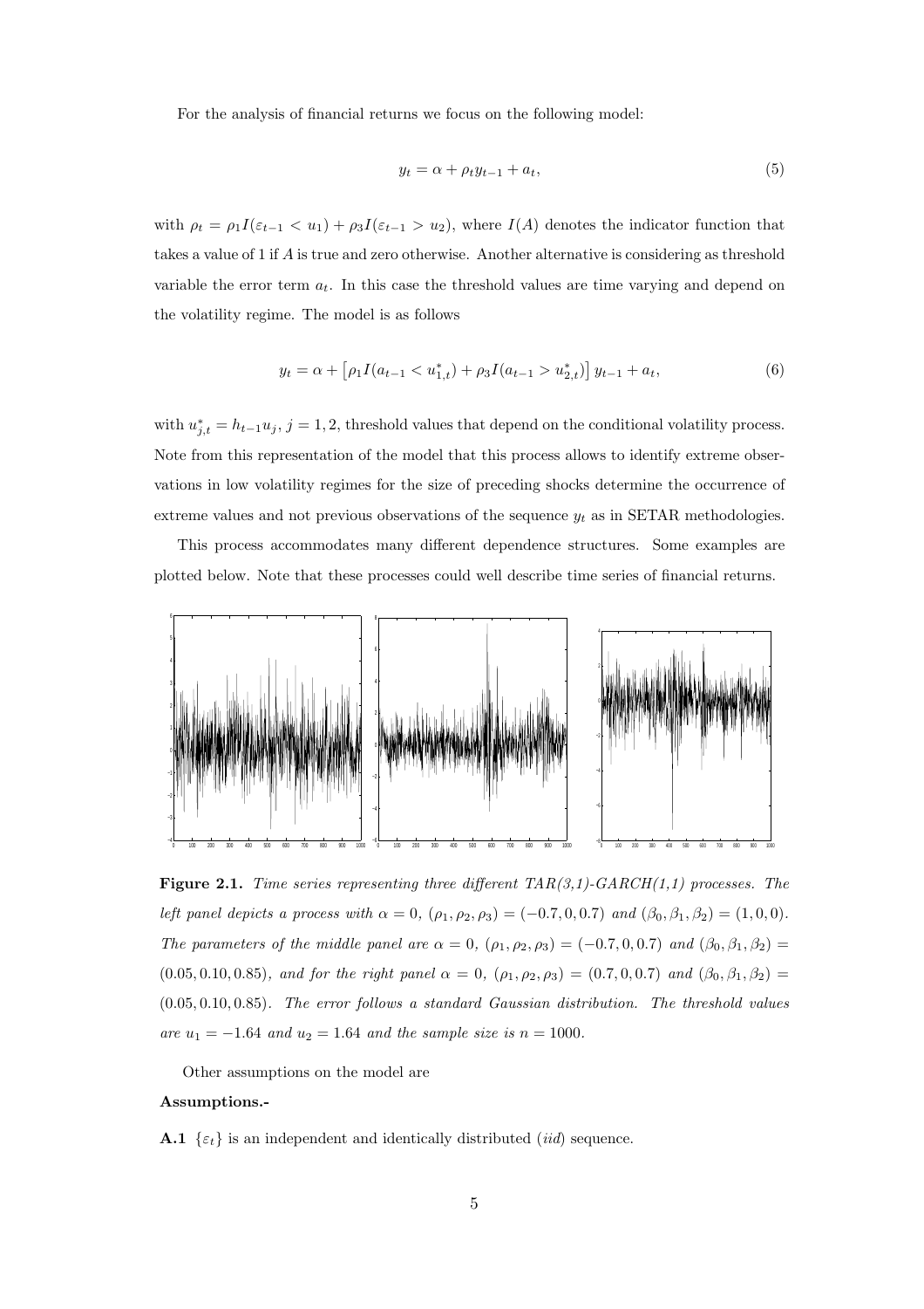For the analysis of financial returns we focus on the following model:

$$y_t = \alpha + \rho_t y_{t-1} + a_t, \tag{5}$$

with $\rho_t = \rho_1 I(\varepsilon_{t-1} < u_1) + \rho_3 I(\varepsilon_{t-1} > u_2)$, where $I(A)$ denotes the indicator function that takes a value of 1 if $A$ is true and zero otherwise. Another alternative is considering as threshold variable the error term $a_t$. In this case the threshold values are time varying and depend on the volatility regime. The model is as follows

$$y_t = \alpha + \left[\rho_1 I(a_{t-1} < u^*_{1,t}) + \rho_3 I(a_{t-1} > u^*_{2,t})\right] y_{t-1} + a_t, \tag{6}$$

with $u^*_{j,t} = h_{t-1} u_j$, $j = 1, 2$, threshold values that depend on the conditional volatility process. Note from this representation of the model that this process allows to identify extreme observations in low volatility regimes for the size of preceding shocks determine the occurrence of extreme values and not previous observations of the sequence $y_t$ as in SETAR methodologies.

This process accommodates many different dependence structures. Some examples are plotted below. Note that these processes could well describe time series of financial returns.

**Figure 2.1.** *Time series representing three different TAR(3,1)-GARCH(1,1) processes. The left panel depicts a process with $\alpha = 0$, $(\rho_1, \rho_2, \rho_3) = (-0.7, 0, 0.7)$ and $(\beta_0, \beta_1, \beta_2) = (1, 0, 0)$. The parameters of the middle panel are $\alpha = 0$, $(\rho_1, \rho_2, \rho_3) = (-0.7, 0, 0.7)$ and $(\beta_0, \beta_1, \beta_2) = (0.05, 0.10, 0.85)$, and for the right panel $\alpha = 0$, $(\rho_1, \rho_2, \rho_3) = (0.7, 0, 0.7)$ and $(\beta_0, \beta_1, \beta_2) = (0.05, 0.10, 0.85)$. The error follows a standard Gaussian distribution. The threshold values are $u_1 = -1.64$ and $u_2 = 1.64$ and the sample size is $n = 1000$.*

Other assumptions on the model are

**Assumptions.-**

**A.1** $\{\varepsilon_t\}$ is an independent and identically distributed (*iid*) sequence.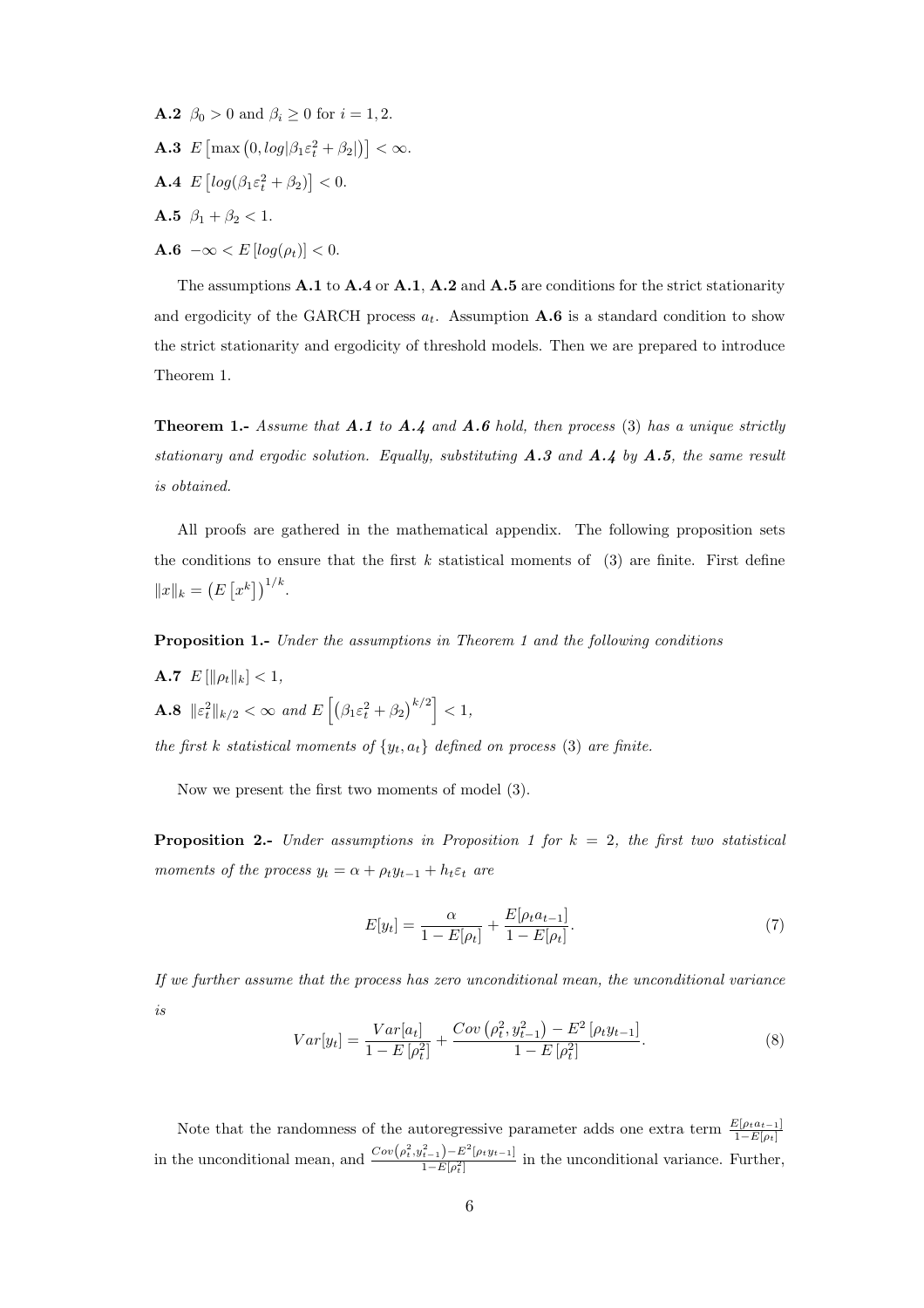**A.2** $\beta_0 > 0$ and $\beta_i \geq 0$ for $i = 1, 2$.

**A.3** $E\left[\max\left(0, log|\beta_1 \varepsilon_t^2 + \beta_2|\right)\right] < \infty$.

**A.4** $E\left[log(\beta_1 \varepsilon_t^2 + \beta_2)\right] < 0$.

**A.5** $\beta_1 + \beta_2 < 1$.

**A.6** $-\infty < E\left[log(\rho_t)\right] < 0$.

The assumptions **A.1** to **A.4** or **A.1**, **A.2** and **A.5** are conditions for the strict stationarity and ergodicity of the GARCH process $a_t$. Assumption **A.6** is a standard condition to show the strict stationarity and ergodicity of threshold models. Then we are prepared to introduce Theorem 1.

**Theorem 1.-** *Assume that **A.1** to **A.4** and **A.6** hold, then process* (3) *has a unique strictly stationary and ergodic solution. Equally, substituting **A.3** and **A.4** by **A.5**, the same result is obtained.*

All proofs are gathered in the mathematical appendix. The following proposition sets the conditions to ensure that the first $k$ statistical moments of (3) are finite. First define $\|x\|_k = \left(E\left[x^k\right]\right)^{1/k}$.

**Proposition 1.-** *Under the assumptions in Theorem 1 and the following conditions*

**A.7** $E\left[\|\rho_t\|_k\right] < 1$,

**A.8** $\|\varepsilon_t^2\|_{k/2} < \infty$ *and* $E\left[\left(\beta_1 \varepsilon_t^2 + \beta_2\right)^{k/2}\right] < 1$,

*the first $k$ statistical moments of $\{y_t, a_t\}$ defined on process* (3) *are finite.*

Now we present the first two moments of model (3).

**Proposition 2.-** *Under assumptions in Proposition 1 for $k = 2$, the first two statistical moments of the process $y_t = \alpha + \rho_t y_{t-1} + h_t \varepsilon_t$ are*

$$E[y_t] = \frac{\alpha}{1 - E[\rho_t]} + \frac{E[\rho_t a_{t-1}]}{1 - E[\rho_t]}. \tag{7}$$

*If we further assume that the process has zero unconditional mean, the unconditional variance is*

$$Var[y_t] = \frac{Var[a_t]}{1 - E\left[\rho_t^2\right]} + \frac{Cov\left(\rho_t^2, y_{t-1}^2\right) - E^2\left[\rho_t y_{t-1}\right]}{1 - E\left[\rho_t^2\right]}. \tag{8}$$

Note that the randomness of the autoregressive parameter adds one extra term $\frac{E[\rho_t a_{t-1}]}{1-E[\rho_t]}$ in the unconditional mean, and $\frac{Cov\left(\rho_t^2, y_{t-1}^2\right) - E^2\left[\rho_t y_{t-1}\right]}{1-E\left[\rho_t^2\right]}$ in the unconditional variance. Further,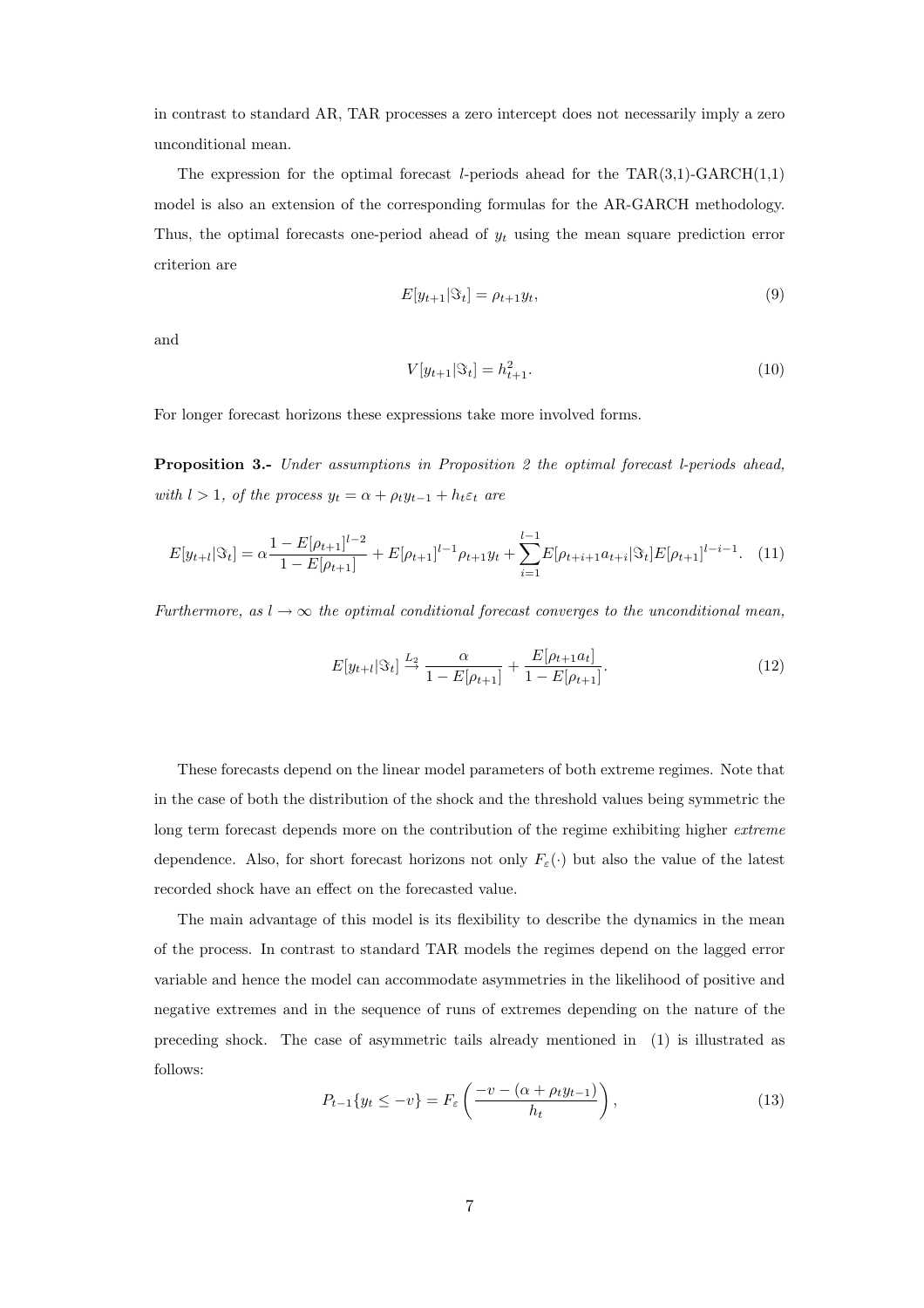in contrast to standard AR, TAR processes a zero intercept does not necessarily imply a zero unconditional mean.

The expression for the optimal forecast $l$-periods ahead for the TAR(3,1)-GARCH(1,1) model is also an extension of the corresponding formulas for the AR-GARCH methodology. Thus, the optimal forecasts one-period ahead of $y_t$ using the mean square prediction error criterion are

$$E[y_{t+1}|\Im_t] = \rho_{t+1} y_t, \tag{9}$$

and

$$V[y_{t+1}|\Im_t] = h_{t+1}^2. \tag{10}$$

For longer forecast horizons these expressions take more involved forms.

**Proposition 3.-** *Under assumptions in Proposition 2 the optimal forecast $l$-periods ahead, with $l > 1$, of the process $y_t = \alpha + \rho_t y_{t-1} + h_t \varepsilon_t$ are*

$$E[y_{t+l}|\Im_t] = \alpha \frac{1 - E[\rho_{t+1}]^{l-2}}{1 - E[\rho_{t+1}]} + E[\rho_{t+1}]^{l-1} \rho_{t+1} y_t + \sum_{i=1}^{l-1} E[\rho_{t+i+1} a_{t+i}|\Im_t] E[\rho_{t+1}]^{l-i-1}. \tag{11}$$

*Furthermore, as $l \to \infty$ the optimal conditional forecast converges to the unconditional mean,*

$$E[y_{t+l}|\Im_t] \overset{L_2}{\to} \frac{\alpha}{1 - E[\rho_{t+1}]} + \frac{E[\rho_{t+1} a_t]}{1 - E[\rho_{t+1}]}. \tag{12}$$

These forecasts depend on the linear model parameters of both extreme regimes. Note that in the case of both the distribution of the shock and the threshold values being symmetric the long term forecast depends more on the contribution of the regime exhibiting higher *extreme* dependence. Also, for short forecast horizons not only $F_\varepsilon(\cdot)$ but also the value of the latest recorded shock have an effect on the forecasted value.

The main advantage of this model is its flexibility to describe the dynamics in the mean of the process. In contrast to standard TAR models the regimes depend on the lagged error variable and hence the model can accommodate asymmetries in the likelihood of positive and negative extremes and in the sequence of runs of extremes depending on the nature of the preceding shock. The case of asymmetric tails already mentioned in (1) is illustrated as follows:

$$P_{t-1}\{y_t \leq -v\} = F_\varepsilon \left( \frac{-v - (\alpha + \rho_t y_{t-1})}{h_t} \right), \tag{13}$$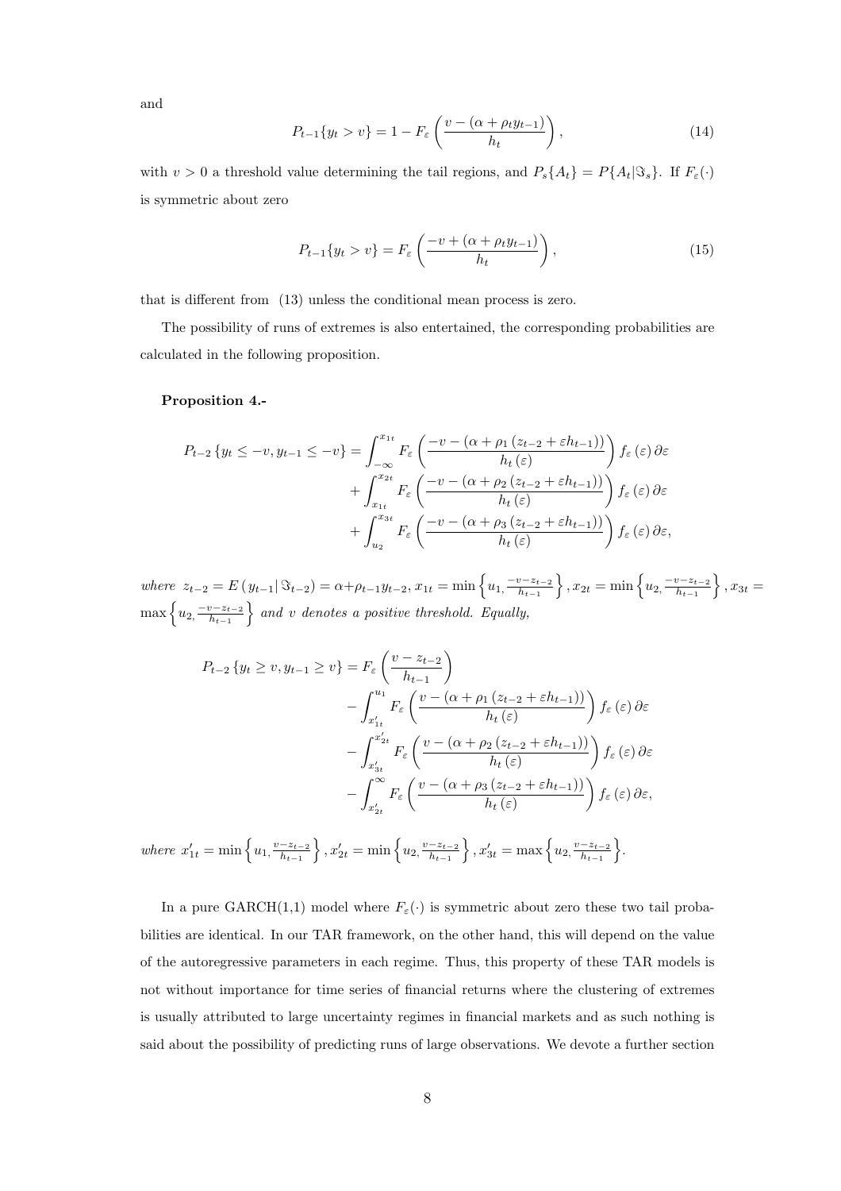and

$$P_{t-1}\{y_t > v\} = 1 - F_\varepsilon\left(\frac{v - (\alpha + \rho_t y_{t-1})}{h_t}\right), \tag{14}$$

with $v > 0$ a threshold value determining the tail regions, and $P_s\{A_t\} = P\{A_t|\Im_s\}$. If $F_\varepsilon(\cdot)$ is symmetric about zero

$$P_{t-1}\{y_t > v\} = F_\varepsilon\left(\frac{-v + (\alpha + \rho_t y_{t-1})}{h_t}\right), \tag{15}$$

that is different from (13) unless the conditional mean process is zero.

The possibility of runs of extremes is also entertained, the corresponding probabilities are calculated in the following proposition.

**Proposition 4.-**

$$\begin{aligned}
P_{t-2}\{y_t \le -v, y_{t-1} \le -v\} &= \int_{-\infty}^{x_{1t}} F_\varepsilon\left(\frac{-v - (\alpha + \rho_1(z_{t-2} + \varepsilon h_{t-1}))}{h_t(\varepsilon)}\right) f_\varepsilon(\varepsilon)\,\partial\varepsilon \\
&+ \int_{x_{1t}}^{x_{2t}} F_\varepsilon\left(\frac{-v - (\alpha + \rho_2(z_{t-2} + \varepsilon h_{t-1}))}{h_t(\varepsilon)}\right) f_\varepsilon(\varepsilon)\,\partial\varepsilon \\
&+ \int_{u_2}^{x_{3t}} F_\varepsilon\left(\frac{-v - (\alpha + \rho_3(z_{t-2} + \varepsilon h_{t-1}))}{h_t(\varepsilon)}\right) f_\varepsilon(\varepsilon)\,\partial\varepsilon,
\end{aligned}$$

*where* $z_{t-2} = E(y_{t-1}|\Im_{t-2}) = \alpha + \rho_{t-1} y_{t-2}$, $x_{1t} = \min\left\{u_1, \frac{-v - z_{t-2}}{h_{t-1}}\right\}$, $x_{2t} = \min\left\{u_2, \frac{-v - z_{t-2}}{h_{t-1}}\right\}$, $x_{3t} = \max\left\{u_2, \frac{-v - z_{t-2}}{h_{t-1}}\right\}$ *and* $v$ *denotes a positive threshold. Equally,*

$$\begin{aligned}
P_{t-2}\{y_t \ge v, y_{t-1} \ge v\} &= F_\varepsilon\left(\frac{v - z_{t-2}}{h_{t-1}}\right) \\
&- \int_{x'_{1t}}^{u_1} F_\varepsilon\left(\frac{v - (\alpha + \rho_1(z_{t-2} + \varepsilon h_{t-1}))}{h_t(\varepsilon)}\right) f_\varepsilon(\varepsilon)\,\partial\varepsilon \\
&- \int_{x'_{3t}}^{x'_{2t}} F_\varepsilon\left(\frac{v - (\alpha + \rho_2(z_{t-2} + \varepsilon h_{t-1}))}{h_t(\varepsilon)}\right) f_\varepsilon(\varepsilon)\,\partial\varepsilon \\
&- \int_{x'_{2t}}^{\infty} F_\varepsilon\left(\frac{v - (\alpha + \rho_3(z_{t-2} + \varepsilon h_{t-1}))}{h_t(\varepsilon)}\right) f_\varepsilon(\varepsilon)\,\partial\varepsilon,
\end{aligned}$$

*where* $x'_{1t} = \min\left\{u_1, \frac{v - z_{t-2}}{h_{t-1}}\right\}$, $x'_{2t} = \min\left\{u_2, \frac{v - z_{t-2}}{h_{t-1}}\right\}$, $x'_{3t} = \max\left\{u_2, \frac{v - z_{t-2}}{h_{t-1}}\right\}$.

In a pure GARCH(1,1) model where $F_\varepsilon(\cdot)$ is symmetric about zero these two tail probabilities are identical. In our TAR framework, on the other hand, this will depend on the value of the autoregressive parameters in each regime. Thus, this property of these TAR models is not without importance for time series of financial returns where the clustering of extremes is usually attributed to large uncertainty regimes in financial markets and as such nothing is said about the possibility of predicting runs of large observations. We devote a further section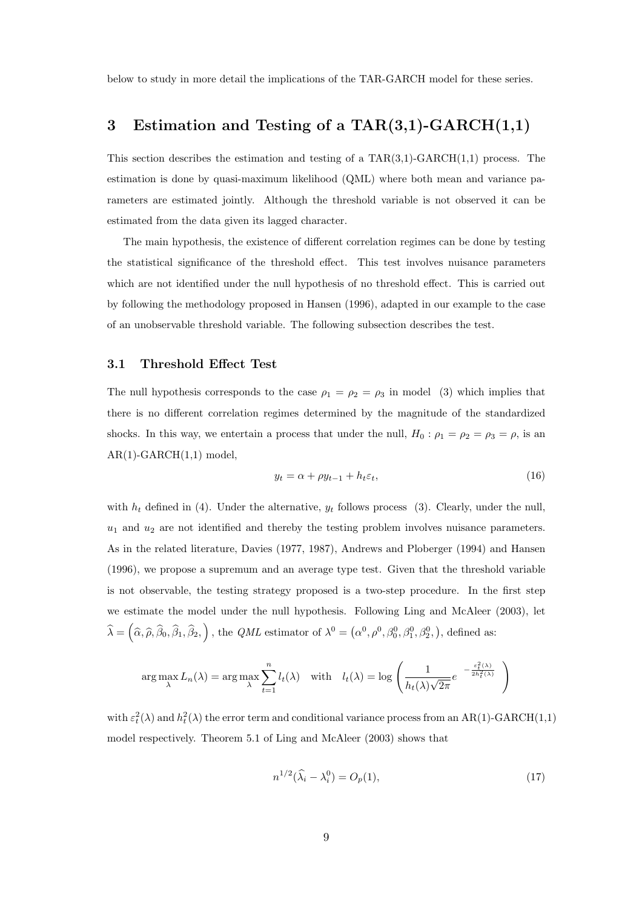below to study in more detail the implications of the TAR-GARCH model for these series.

# 3 Estimation and Testing of a TAR(3,1)-GARCH(1,1)

This section describes the estimation and testing of a TAR(3,1)-GARCH(1,1) process. The estimation is done by quasi-maximum likelihood (QML) where both mean and variance parameters are estimated jointly. Although the threshold variable is not observed it can be estimated from the data given its lagged character.

The main hypothesis, the existence of different correlation regimes can be done by testing the statistical significance of the threshold effect. This test involves nuisance parameters which are not identified under the null hypothesis of no threshold effect. This is carried out by following the methodology proposed in Hansen (1996), adapted in our example to the case of an unobservable threshold variable. The following subsection describes the test.

## 3.1 Threshold Effect Test

The null hypothesis corresponds to the case $\rho_1 = \rho_2 = \rho_3$ in model (3) which implies that there is no different correlation regimes determined by the magnitude of the standardized shocks. In this way, we entertain a process that under the null, $H_0 : \rho_1 = \rho_2 = \rho_3 = \rho$, is an AR(1)-GARCH(1,1) model,

$$y_t = \alpha + \rho y_{t-1} + h_t \varepsilon_t, \tag{16}$$

with $h_t$ defined in (4). Under the alternative, $y_t$ follows process (3). Clearly, under the null, $u_1$ and $u_2$ are not identified and thereby the testing problem involves nuisance parameters. As in the related literature, Davies (1977, 1987), Andrews and Ploberger (1994) and Hansen (1996), we propose a supremum and an average type test. Given that the threshold variable is not observable, the testing strategy proposed is a two-step procedure. In the first step we estimate the model under the null hypothesis. Following Ling and McAleer (2003), let $\widehat{\lambda} = \left(\widehat{\alpha}, \widehat{\rho}, \widehat{\beta}_0, \widehat{\beta}_1, \widehat{\beta}_2, \right)$, the *QML* estimator of $\lambda^0 = \left(\alpha^0, \rho^0, \beta_0^0, \beta_1^0, \beta_2^0, \right)$, defined as:

$$\arg\max_{\lambda} L_n(\lambda) = \arg\max_{\lambda} \sum_{t=1}^{n} l_t(\lambda) \quad \text{with} \quad l_t(\lambda) = \log\left( \frac{1}{h_t(\lambda)\sqrt{2\pi}} e^{-\frac{\varepsilon_t^2(\lambda)}{2h_t^2(\lambda)}} \right)$$

with $\varepsilon_t^2(\lambda)$ and $h_t^2(\lambda)$ the error term and conditional variance process from an AR(1)-GARCH(1,1) model respectively. Theorem 5.1 of Ling and McAleer (2003) shows that

$$n^{1/2}(\widehat{\lambda}_i - \lambda_i^0) = O_p(1), \tag{17}$$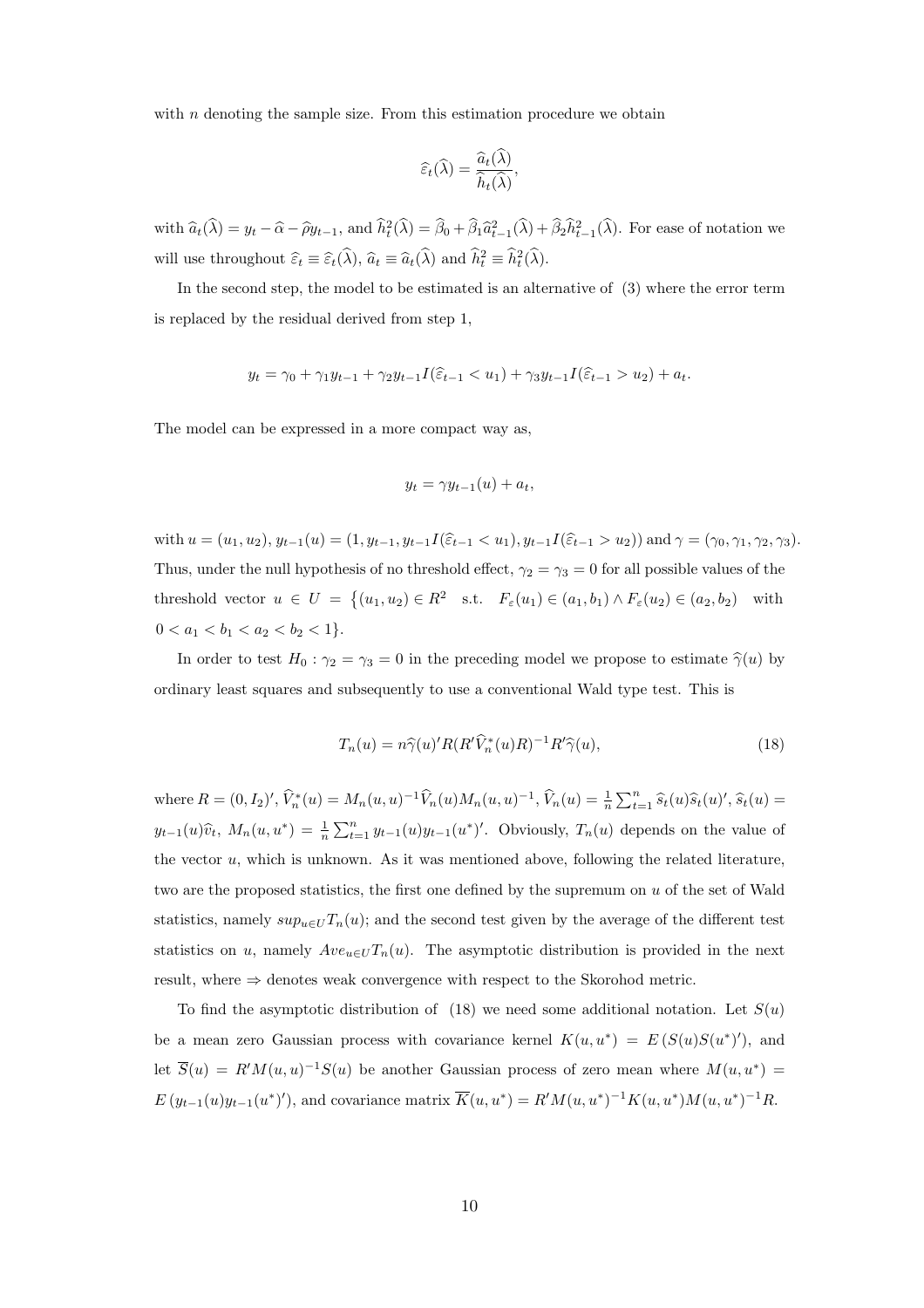with $n$ denoting the sample size. From this estimation procedure we obtain

$$\widehat{\varepsilon}_t(\widehat{\lambda}) = \frac{\widehat{a}_t(\widehat{\lambda})}{\widehat{h}_t(\widehat{\lambda})},$$

with $\widehat{a}_t(\widehat{\lambda}) = y_t - \widehat{\alpha} - \widehat{\rho} y_{t-1}$, and $\widehat{h}_t^2(\widehat{\lambda}) = \widehat{\beta}_0 + \widehat{\beta}_1 \widehat{a}_{t-1}^2(\widehat{\lambda}) + \widehat{\beta}_2 \widehat{h}_{t-1}^2(\widehat{\lambda})$. For ease of notation we will use throughout $\widehat{\varepsilon}_t \equiv \widehat{\varepsilon}_t(\widehat{\lambda})$, $\widehat{a}_t \equiv \widehat{a}_t(\widehat{\lambda})$ and $\widehat{h}_t^2 \equiv \widehat{h}_t^2(\widehat{\lambda})$.

In the second step, the model to be estimated is an alternative of (3) where the error term is replaced by the residual derived from step 1,

$$y_t = \gamma_0 + \gamma_1 y_{t-1} + \gamma_2 y_{t-1} I(\widehat{\varepsilon}_{t-1} < u_1) + \gamma_3 y_{t-1} I(\widehat{\varepsilon}_{t-1} > u_2) + a_t.$$

The model can be expressed in a more compact way as,

$$y_t = \gamma y_{t-1}(u) + a_t,$$

with $u = (u_1, u_2)$, $y_{t-1}(u) = (1, y_{t-1}, y_{t-1} I(\widehat{\varepsilon}_{t-1} < u_1), y_{t-1} I(\widehat{\varepsilon}_{t-1} > u_2))$ and $\gamma = (\gamma_0, \gamma_1, \gamma_2, \gamma_3)$. Thus, under the null hypothesis of no threshold effect, $\gamma_2 = \gamma_3 = 0$ for all possible values of the threshold vector $u \in U = \{(u_1, u_2) \in R^2 \quad \text{s.t.} \quad F_\varepsilon(u_1) \in (a_1, b_1) \wedge F_\varepsilon(u_2) \in (a_2, b_2) \quad \text{with} \quad 0 < a_1 < b_1 < a_2 < b_2 < 1\}$.

In order to test $H_0 : \gamma_2 = \gamma_3 = 0$ in the preceding model we propose to estimate $\widehat{\gamma}(u)$ by ordinary least squares and subsequently to use a conventional Wald type test. This is

$$T_n(u) = n \widehat{\gamma}(u)' R (R' \widehat{V}_n^*(u) R)^{-1} R' \widehat{\gamma}(u), \tag{18}$$

where $R = (0, I_2)'$, $\widehat{V}_n^*(u) = M_n(u,u)^{-1} \widehat{V}_n(u) M_n(u,u)^{-1}$, $\widehat{V}_n(u) = \frac{1}{n}\sum_{t=1}^n \widehat{s}_t(u)\widehat{s}_t(u)'$, $\widehat{s}_t(u) = y_{t-1}(u)\widehat{v}_t$, $M_n(u, u^*) = \frac{1}{n}\sum_{t=1}^n y_{t-1}(u) y_{t-1}(u^*)'$. Obviously, $T_n(u)$ depends on the value of the vector $u$, which is unknown. As it was mentioned above, following the related literature, two are the proposed statistics, the first one defined by the supremum on $u$ of the set of Wald statistics, namely $sup_{u \in U} T_n(u)$; and the second test given by the average of the different test statistics on $u$, namely $Ave_{u \in U} T_n(u)$. The asymptotic distribution is provided in the next result, where $\Rightarrow$ denotes weak convergence with respect to the Skorohod metric.

To find the asymptotic distribution of (18) we need some additional notation. Let $S(u)$ be a mean zero Gaussian process with covariance kernel $K(u, u^*) = E\left(S(u) S(u^*)'\right)$, and let $\overline{S}(u) = R' M(u,u)^{-1} S(u)$ be another Gaussian process of zero mean where $M(u, u^*) = E\left(y_{t-1}(u) y_{t-1}(u^*)'\right)$, and covariance matrix $\overline{K}(u, u^*) = R' M(u, u^*)^{-1} K(u, u^*) M(u, u^*)^{-1} R$.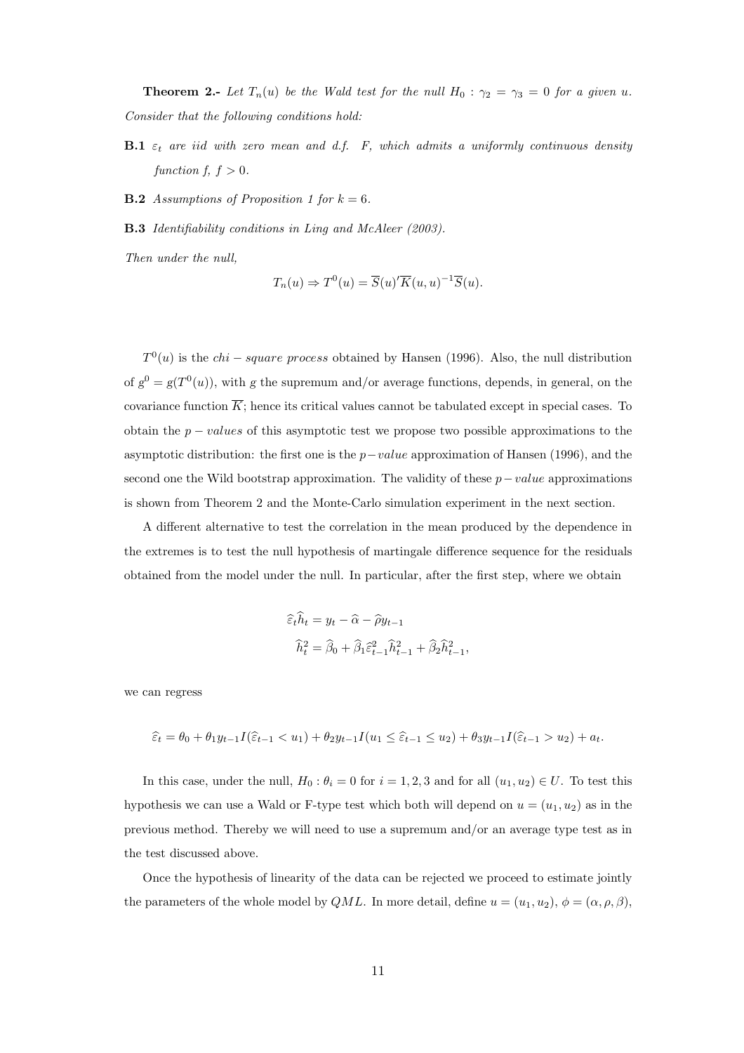**Theorem 2.-** *Let $T_n(u)$ be the Wald test for the null $H_0 : \gamma_2 = \gamma_3 = 0$ for a given $u$. Consider that the following conditions hold:*

**B.1** *$\varepsilon_t$ are iid with zero mean and d.f. $F$, which admits a uniformly continuous density function $f$, $f > 0$.*

**B.2** *Assumptions of Proposition 1 for $k = 6$.*

**B.3** *Identifiability conditions in Ling and McAleer (2003).*

*Then under the null,*

$$T_n(u) \Rightarrow T^0(u) = \overline{S}(u)'\overline{K}(u,u)^{-1}\overline{S}(u).$$

$T^0(u)$ is the *chi − square process* obtained by Hansen (1996). Also, the null distribution of $g^0 = g(T^0(u))$, with $g$ the supremum and/or average functions, depends, in general, on the covariance function $\overline{K}$; hence its critical values cannot be tabulated except in special cases. To obtain the *p − values* of this asymptotic test we propose two possible approximations to the asymptotic distribution: the first one is the *p−value* approximation of Hansen (1996), and the second one the Wild bootstrap approximation. The validity of these *p−value* approximations is shown from Theorem 2 and the Monte-Carlo simulation experiment in the next section.

A different alternative to test the correlation in the mean produced by the dependence in the extremes is to test the null hypothesis of martingale difference sequence for the residuals obtained from the model under the null. In particular, after the first step, where we obtain

$$\widehat{\varepsilon}_t \widehat{h}_t = y_t - \widehat{\alpha} - \widehat{\rho} y_{t-1}$$
$$\widehat{h}_t^2 = \widehat{\beta}_0 + \widehat{\beta}_1 \widehat{\varepsilon}_{t-1}^2 \widehat{h}_{t-1}^2 + \widehat{\beta}_2 \widehat{h}_{t-1}^2,$$

we can regress

$$\widehat{\varepsilon}_t = \theta_0 + \theta_1 y_{t-1} I(\widehat{\varepsilon}_{t-1} < u_1) + \theta_2 y_{t-1} I(u_1 \leq \widehat{\varepsilon}_{t-1} \leq u_2) + \theta_3 y_{t-1} I(\widehat{\varepsilon}_{t-1} > u_2) + a_t.$$

In this case, under the null, $H_0 : \theta_i = 0$ for $i = 1, 2, 3$ and for all $(u_1, u_2) \in U$. To test this hypothesis we can use a Wald or F-type test which both will depend on $u = (u_1, u_2)$ as in the previous method. Thereby we will need to use a supremum and/or an average type test as in the test discussed above.

Once the hypothesis of linearity of the data can be rejected we proceed to estimate jointly the parameters of the whole model by $QML$. In more detail, define $u = (u_1, u_2)$, $\phi = (\alpha, \rho, \beta)$,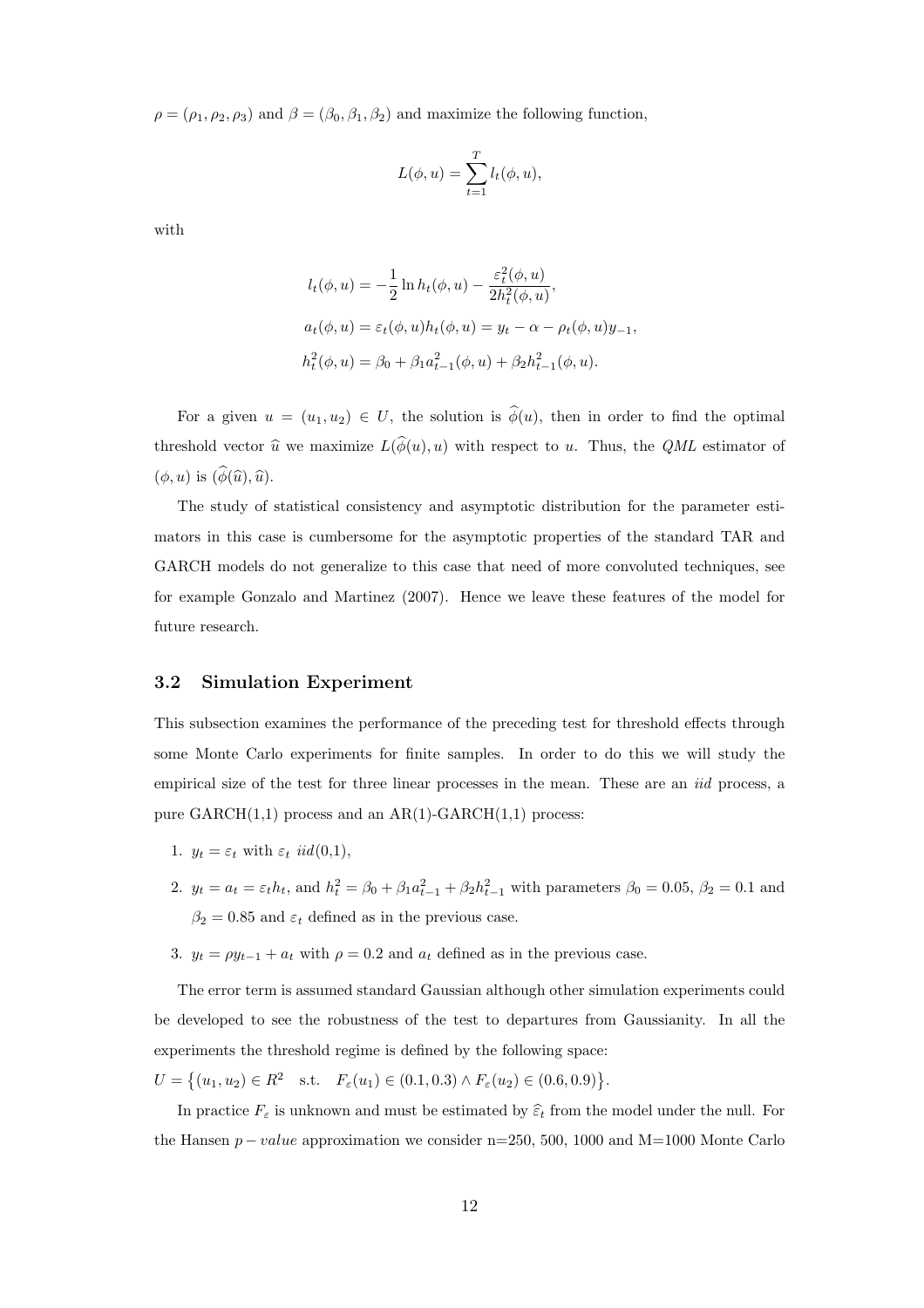$\rho = (\rho_1, \rho_2, \rho_3)$ and $\beta = (\beta_0, \beta_1, \beta_2)$ and maximize the following function,

$$L(\phi, u) = \sum_{t=1}^{T} l_t(\phi, u),$$

with

$$l_t(\phi, u) = -\frac{1}{2} \ln h_t(\phi, u) - \frac{\varepsilon_t^2(\phi, u)}{2h_t^2(\phi, u)},$$

$$a_t(\phi, u) = \varepsilon_t(\phi, u) h_t(\phi, u) = y_t - \alpha - \rho_t(\phi, u) y_{-1},$$

$$h_t^2(\phi, u) = \beta_0 + \beta_1 a_{t-1}^2(\phi, u) + \beta_2 h_{t-1}^2(\phi, u).$$

For a given $u = (u_1, u_2) \in U$, the solution is $\widehat{\phi}(u)$, then in order to find the optimal threshold vector $\widehat{u}$ we maximize $L(\widehat{\phi}(u), u)$ with respect to $u$. Thus, the *QML* estimator of $(\phi, u)$ is $(\widehat{\phi}(\widehat{u}), \widehat{u})$.

The study of statistical consistency and asymptotic distribution for the parameter estimators in this case is cumbersome for the asymptotic properties of the standard TAR and GARCH models do not generalize to this case that need of more convoluted techniques, see for example Gonzalo and Martinez (2007). Hence we leave these features of the model for future research.

### 3.2 Simulation Experiment

This subsection examines the performance of the preceding test for threshold effects through some Monte Carlo experiments for finite samples. In order to do this we will study the empirical size of the test for three linear processes in the mean. These are an *iid* process, a pure GARCH(1,1) process and an AR(1)-GARCH(1,1) process:

1. $y_t = \varepsilon_t$ with $\varepsilon_t$ *iid*(0,1),
2. $y_t = a_t = \varepsilon_t h_t$, and $h_t^2 = \beta_0 + \beta_1 a_{t-1}^2 + \beta_2 h_{t-1}^2$ with parameters $\beta_0 = 0.05$, $\beta_2 = 0.1$ and $\beta_2 = 0.85$ and $\varepsilon_t$ defined as in the previous case.
3. $y_t = \rho y_{t-1} + a_t$ with $\rho = 0.2$ and $a_t$ defined as in the previous case.

The error term is assumed standard Gaussian although other simulation experiments could be developed to see the robustness of the test to departures from Gaussianity. In all the experiments the threshold regime is defined by the following space:
$U = \{(u_1, u_2) \in R^2 \quad \text{s.t.} \quad F_\varepsilon(u_1) \in (0.1, 0.3) \wedge F_\varepsilon(u_2) \in (0.6, 0.9)\}$.

In practice $F_\varepsilon$ is unknown and must be estimated by $\widehat{\varepsilon}_t$ from the model under the null. For the Hansen $p-value$ approximation we consider n=250, 500, 1000 and M=1000 Monte Carlo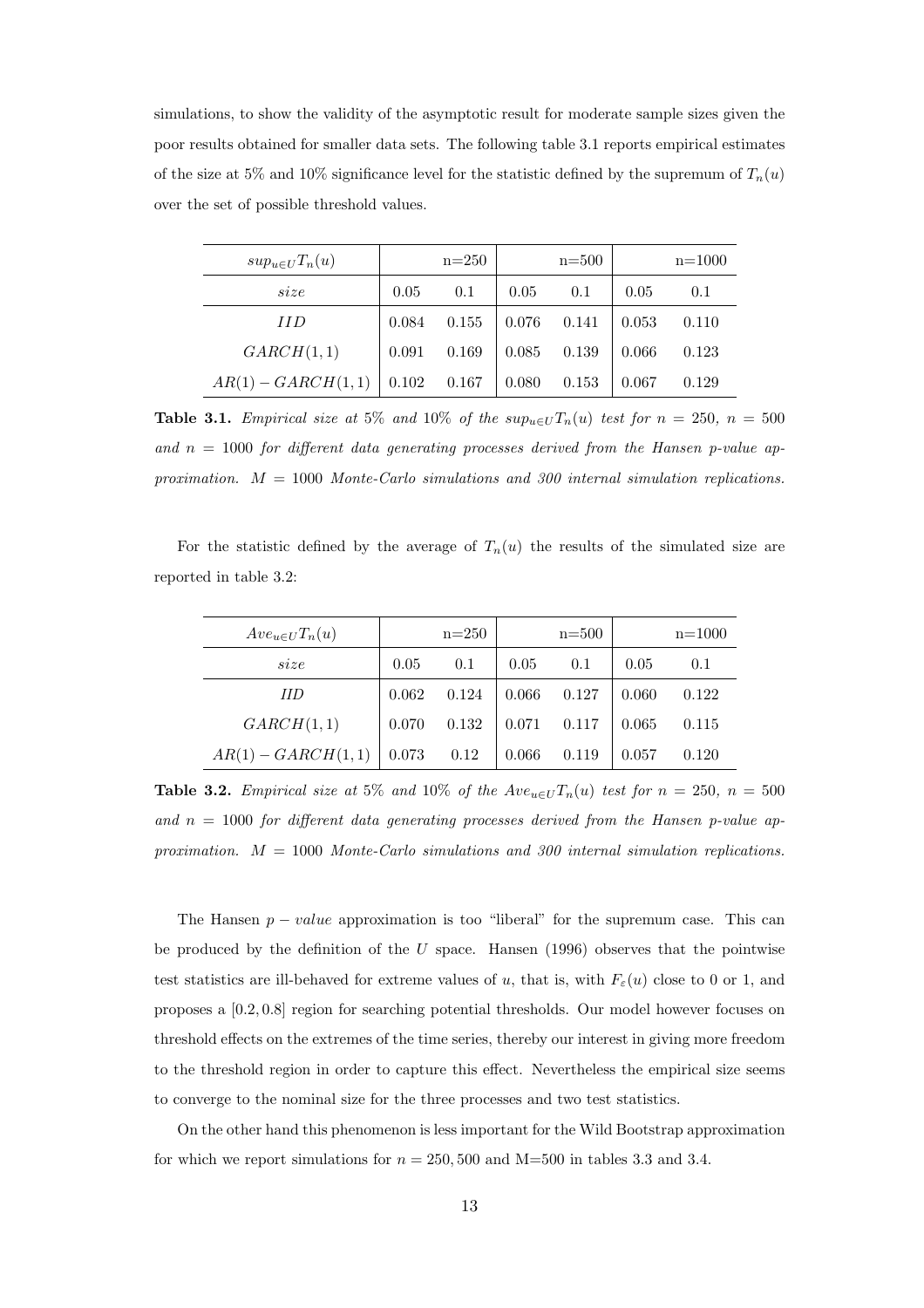simulations, to show the validity of the asymptotic result for moderate sample sizes given the poor results obtained for smaller data sets. The following table 3.1 reports empirical estimates of the size at 5% and 10% significance level for the statistic defined by the supremum of $T_n(u)$ over the set of possible threshold values.

| $sup_{u \in U} T_n(u)$ | n=250 | | n=500 | | n=1000 | |
|---|---|---|---|---|---|---|
| *size* | 0.05 | 0.1 | 0.05 | 0.1 | 0.05 | 0.1 |
| *IID* | 0.084 | 0.155 | 0.076 | 0.141 | 0.053 | 0.110 |
| $GARCH(1,1)$ | 0.091 | 0.169 | 0.085 | 0.139 | 0.066 | 0.123 |
| $AR(1) - GARCH(1,1)$ | 0.102 | 0.167 | 0.080 | 0.153 | 0.067 | 0.129 |

**Table 3.1.** *Empirical size at 5% and 10% of the $sup_{u \in U} T_n(u)$ test for $n = 250$, $n = 500$ and $n = 1000$ for different data generating processes derived from the Hansen p-value approximation. $M = 1000$ Monte-Carlo simulations and 300 internal simulation replications.*

For the statistic defined by the average of $T_n(u)$ the results of the simulated size are reported in table 3.2:

| $Ave_{u \in U} T_n(u)$ | n=250 | | n=500 | | n=1000 | |
|---|---|---|---|---|---|---|
| *size* | 0.05 | 0.1 | 0.05 | 0.1 | 0.05 | 0.1 |
| *IID* | 0.062 | 0.124 | 0.066 | 0.127 | 0.060 | 0.122 |
| $GARCH(1,1)$ | 0.070 | 0.132 | 0.071 | 0.117 | 0.065 | 0.115 |
| $AR(1) - GARCH(1,1)$ | 0.073 | 0.12 | 0.066 | 0.119 | 0.057 | 0.120 |

**Table 3.2.** *Empirical size at 5% and 10% of the $Ave_{u \in U} T_n(u)$ test for $n = 250$, $n = 500$ and $n = 1000$ for different data generating processes derived from the Hansen p-value approximation. $M = 1000$ Monte-Carlo simulations and 300 internal simulation replications.*

The Hansen $p - value$ approximation is too "liberal" for the supremum case. This can be produced by the definition of the $U$ space. Hansen (1996) observes that the pointwise test statistics are ill-behaved for extreme values of $u$, that is, with $F_\varepsilon(u)$ close to 0 or 1, and proposes a $[0.2, 0.8]$ region for searching potential thresholds. Our model however focuses on threshold effects on the extremes of the time series, thereby our interest in giving more freedom to the threshold region in order to capture this effect. Nevertheless the empirical size seems to converge to the nominal size for the three processes and two test statistics.

On the other hand this phenomenon is less important for the Wild Bootstrap approximation for which we report simulations for $n = 250, 500$ and M=500 in tables 3.3 and 3.4.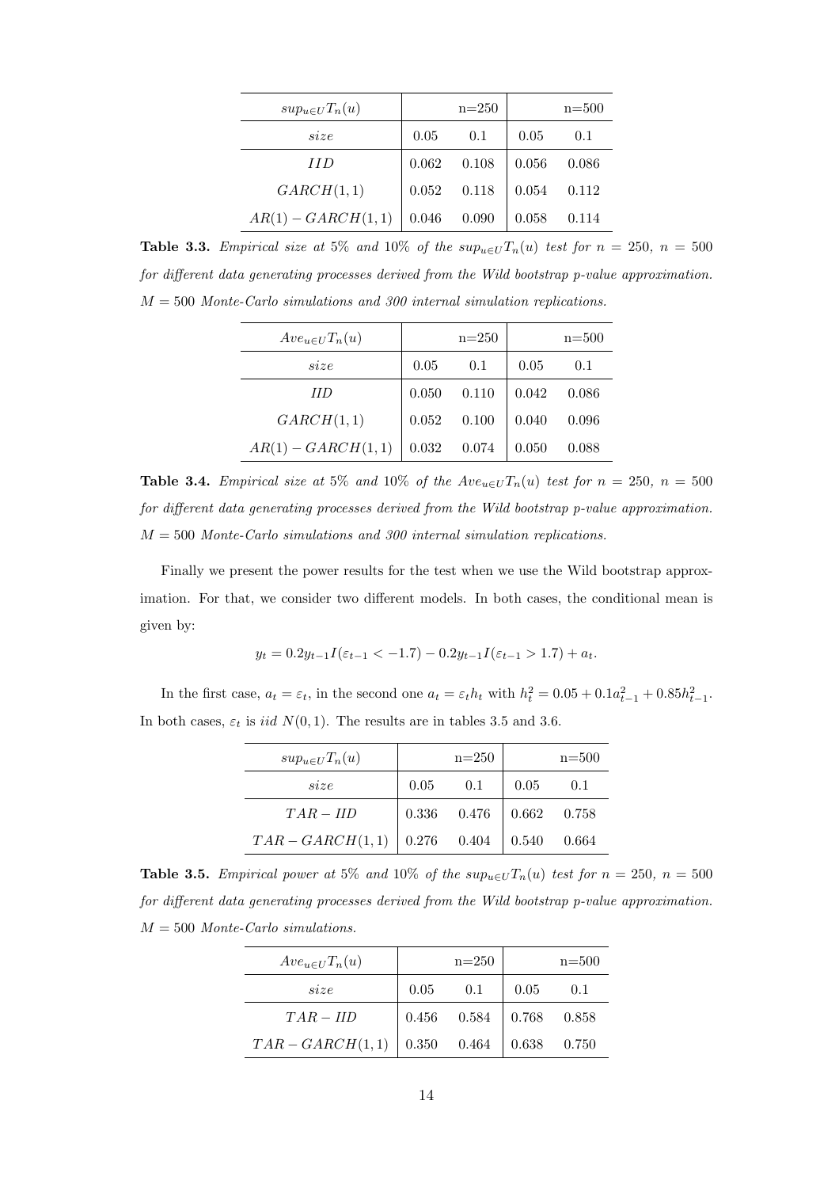| $sup_{u\in U}T_n(u)$ | n=250 | | n=500 | |
|---|---|---|---|---|
| $size$ | 0.05 | 0.1 | 0.05 | 0.1 |
| $IID$ | 0.062 | 0.108 | 0.056 | 0.086 |
| $GARCH(1,1)$ | 0.052 | 0.118 | 0.054 | 0.112 |
| $AR(1)-GARCH(1,1)$ | 0.046 | 0.090 | 0.058 | 0.114 |

**Table 3.3.** *Empirical size at 5% and 10% of the $sup_{u\in U}T_n(u)$ test for $n=250$, $n=500$ for different data generating processes derived from the Wild bootstrap p-value approximation. $M=500$ Monte-Carlo simulations and 300 internal simulation replications.*

| $Ave_{u\in U}T_n(u)$ | n=250 | | n=500 | |
|---|---|---|---|---|
| $size$ | 0.05 | 0.1 | 0.05 | 0.1 |
| $IID$ | 0.050 | 0.110 | 0.042 | 0.086 |
| $GARCH(1,1)$ | 0.052 | 0.100 | 0.040 | 0.096 |
| $AR(1)-GARCH(1,1)$ | 0.032 | 0.074 | 0.050 | 0.088 |

**Table 3.4.** *Empirical size at 5% and 10% of the $Ave_{u\in U}T_n(u)$ test for $n=250$, $n=500$ for different data generating processes derived from the Wild bootstrap p-value approximation. $M=500$ Monte-Carlo simulations and 300 internal simulation replications.*

Finally we present the power results for the test when we use the Wild bootstrap approximation. For that, we consider two different models. In both cases, the conditional mean is given by:

$$y_t = 0.2y_{t-1}I(\varepsilon_{t-1} < -1.7) - 0.2y_{t-1}I(\varepsilon_{t-1} > 1.7) + a_t.$$

In the first case, $a_t = \varepsilon_t$, in the second one $a_t = \varepsilon_t h_t$ with $h_t^2 = 0.05 + 0.1a_{t-1}^2 + 0.85h_{t-1}^2$. In both cases, $\varepsilon_t$ is *iid* $N(0,1)$. The results are in tables 3.5 and 3.6.

| $sup_{u\in U}T_n(u)$ | n=250 | | n=500 | |
|---|---|---|---|---|
| $size$ | 0.05 | 0.1 | 0.05 | 0.1 |
| $TAR-IID$ | 0.336 | 0.476 | 0.662 | 0.758 |
| $TAR-GARCH(1,1)$ | 0.276 | 0.404 | 0.540 | 0.664 |

**Table 3.5.** *Empirical power at 5% and 10% of the $sup_{u\in U}T_n(u)$ test for $n=250$, $n=500$ for different data generating processes derived from the Wild bootstrap p-value approximation. $M=500$ Monte-Carlo simulations.*

| $Ave_{u\in U}T_n(u)$ | n=250 | | n=500 | |
|---|---|---|---|---|
| $size$ | 0.05 | 0.1 | 0.05 | 0.1 |
| $TAR-IID$ | 0.456 | 0.584 | 0.768 | 0.858 |
| $TAR-GARCH(1,1)$ | 0.350 | 0.464 | 0.638 | 0.750 |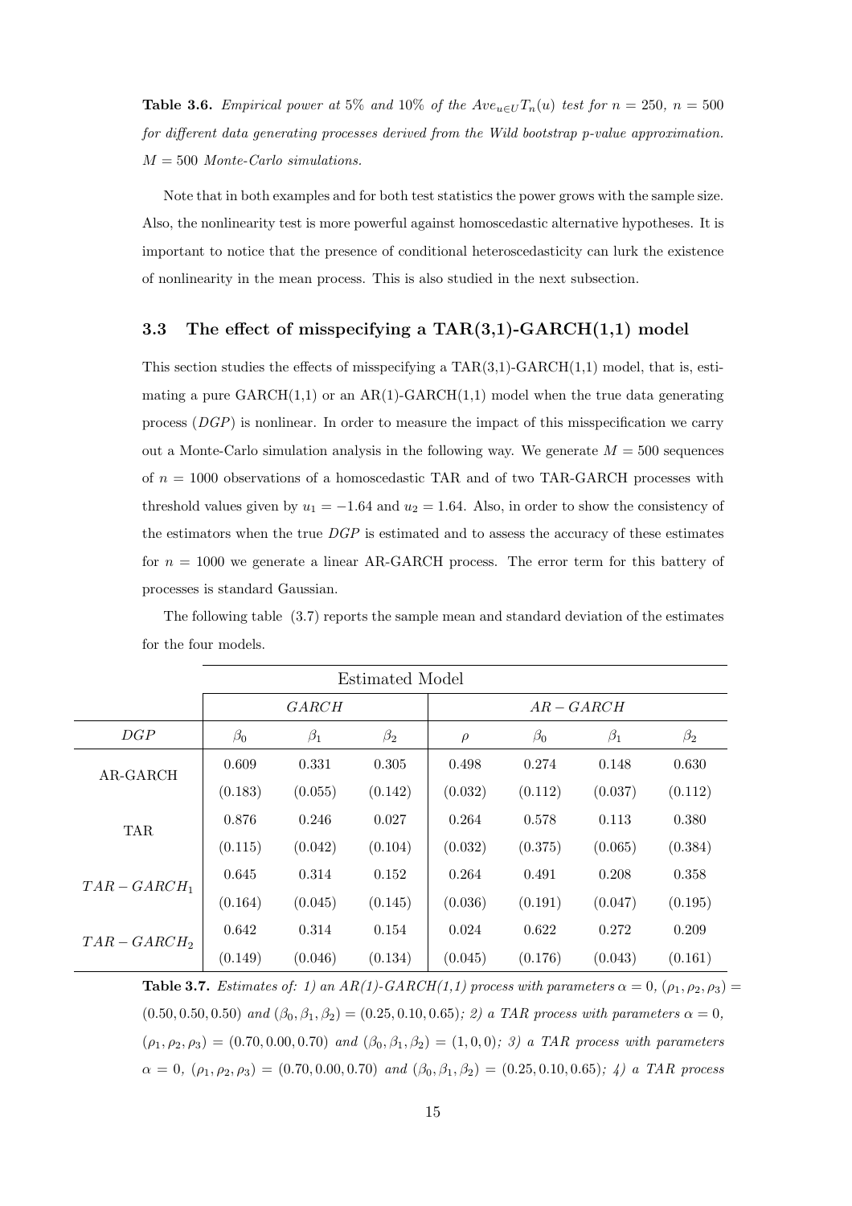**Table 3.6.** *Empirical power at* 5% *and* 10% *of the* $Ave_{u \in U} T_n(u)$ *test for* $n = 250$, $n = 500$ *for different data generating processes derived from the Wild bootstrap p-value approximation.* $M = 500$ *Monte-Carlo simulations.*

Note that in both examples and for both test statistics the power grows with the sample size. Also, the nonlinearity test is more powerful against homoscedastic alternative hypotheses. It is important to notice that the presence of conditional heteroscedasticity can lurk the existence of nonlinearity in the mean process. This is also studied in the next subsection.

### 3.3 The effect of misspecifying a TAR(3,1)-GARCH(1,1) model

This section studies the effects of misspecifying a TAR(3,1)-GARCH(1,1) model, that is, estimating a pure GARCH(1,1) or an AR(1)-GARCH(1,1) model when the true data generating process ($DGP$) is nonlinear. In order to measure the impact of this misspecification we carry out a Monte-Carlo simulation analysis in the following way. We generate $M = 500$ sequences of $n = 1000$ observations of a homoscedastic TAR and of two TAR-GARCH processes with threshold values given by $u_1 = -1.64$ and $u_2 = 1.64$. Also, in order to show the consistency of the estimators when the true $DGP$ is estimated and to assess the accuracy of these estimates for $n = 1000$ we generate a linear AR-GARCH process. The error term for this battery of processes is standard Gaussian.

The following table (3.7) reports the sample mean and standard deviation of the estimates for the four models.

| | Estimated Model | | | | | | |
|---|---|---|---|---|---|---|---|
| | $GARCH$ | | | $AR-GARCH$ | | | |
| $DGP$ | $\beta_0$ | $\beta_1$ | $\beta_2$ | $\rho$ | $\beta_0$ | $\beta_1$ | $\beta_2$ |
| AR-GARCH | 0.609 | 0.331 | 0.305 | 0.498 | 0.274 | 0.148 | 0.630 |
| | (0.183) | (0.055) | (0.142) | (0.032) | (0.112) | (0.037) | (0.112) |
| TAR | 0.876 | 0.246 | 0.027 | 0.264 | 0.578 | 0.113 | 0.380 |
| | (0.115) | (0.042) | (0.104) | (0.032) | (0.375) | (0.065) | (0.384) |
| $TAR-GARCH_1$ | 0.645 | 0.314 | 0.152 | 0.264 | 0.491 | 0.208 | 0.358 |
| | (0.164) | (0.045) | (0.145) | (0.036) | (0.191) | (0.047) | (0.195) |
| $TAR-GARCH_2$ | 0.642 | 0.314 | 0.154 | 0.024 | 0.622 | 0.272 | 0.209 |
| | (0.149) | (0.046) | (0.134) | (0.045) | (0.176) | (0.043) | (0.161) |

**Table 3.7.** *Estimates of: 1) an AR(1)-GARCH(1,1) process with parameters* $\alpha = 0$, $(\rho_1, \rho_2, \rho_3) = (0.50, 0.50, 0.50)$ *and* $(\beta_0, \beta_1, \beta_2) = (0.25, 0.10, 0.65)$*; 2) a TAR process with parameters* $\alpha = 0$, $(\rho_1, \rho_2, \rho_3) = (0.70, 0.00, 0.70)$ *and* $(\beta_0, \beta_1, \beta_2) = (1, 0, 0)$*; 3) a TAR process with parameters* $\alpha = 0$, $(\rho_1, \rho_2, \rho_3) = (0.70, 0.00, 0.70)$ *and* $(\beta_0, \beta_1, \beta_2) = (0.25, 0.10, 0.65)$*; 4) a TAR process*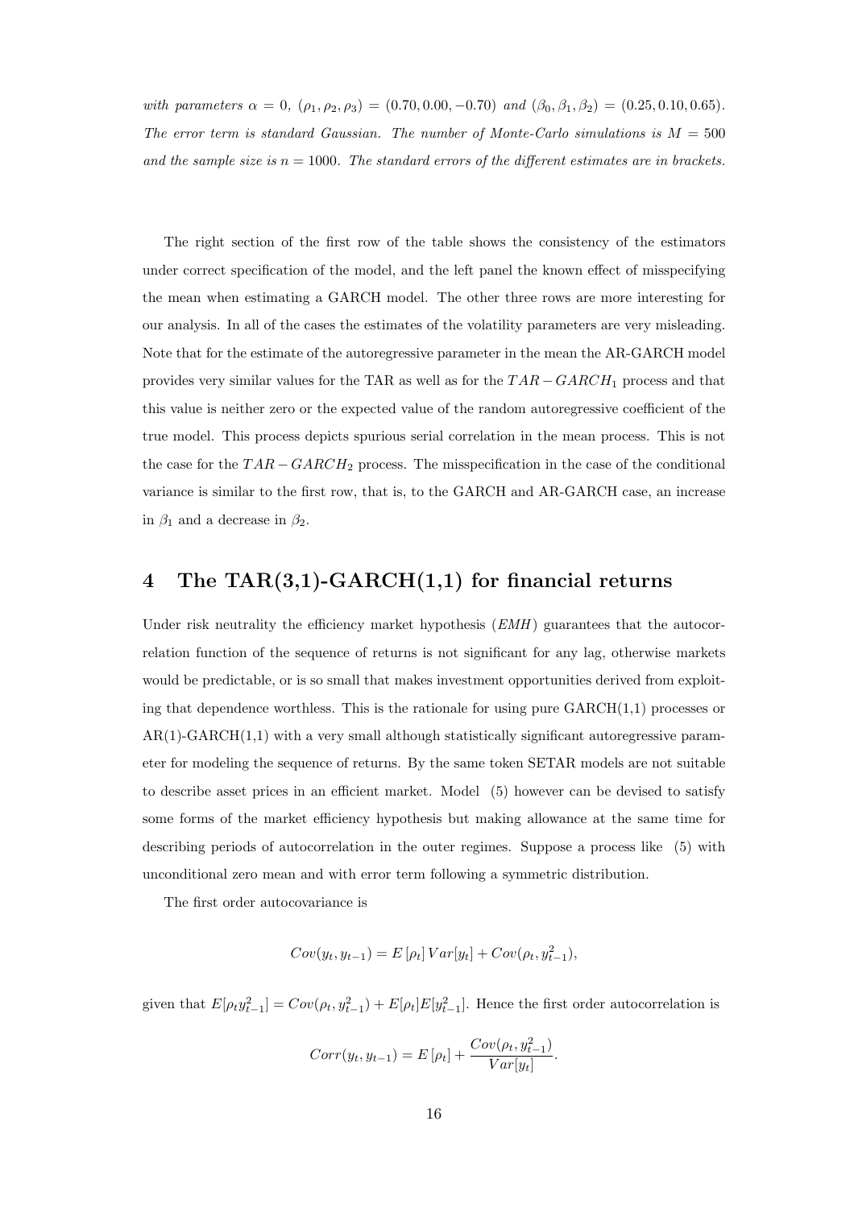*with parameters $\alpha = 0$, $(\rho_1, \rho_2, \rho_3) = (0.70, 0.00, -0.70)$ and $(\beta_0, \beta_1, \beta_2) = (0.25, 0.10, 0.65)$. The error term is standard Gaussian. The number of Monte-Carlo simulations is $M = 500$ and the sample size is $n = 1000$. The standard errors of the different estimates are in brackets.*

The right section of the first row of the table shows the consistency of the estimators under correct specification of the model, and the left panel the known effect of misspecifying the mean when estimating a GARCH model. The other three rows are more interesting for our analysis. In all of the cases the estimates of the volatility parameters are very misleading. Note that for the estimate of the autoregressive parameter in the mean the AR-GARCH model provides very similar values for the TAR as well as for the $TAR-GARCH_1$ process and that this value is neither zero or the expected value of the random autoregressive coefficient of the true model. This process depicts spurious serial correlation in the mean process. This is not the case for the $TAR-GARCH_2$ process. The misspecification in the case of the conditional variance is similar to the first row, that is, to the GARCH and AR-GARCH case, an increase in $\beta_1$ and a decrease in $\beta_2$.

# 4 The TAR(3,1)-GARCH(1,1) for financial returns

Under risk neutrality the efficiency market hypothesis (*EMH*) guarantees that the autocorrelation function of the sequence of returns is not significant for any lag, otherwise markets would be predictable, or is so small that makes investment opportunities derived from exploiting that dependence worthless. This is the rationale for using pure GARCH(1,1) processes or AR(1)-GARCH(1,1) with a very small although statistically significant autoregressive parameter for modeling the sequence of returns. By the same token SETAR models are not suitable to describe asset prices in an efficient market. Model (5) however can be devised to satisfy some forms of the market efficiency hypothesis but making allowance at the same time for describing periods of autocorrelation in the outer regimes. Suppose a process like (5) with unconditional zero mean and with error term following a symmetric distribution.

The first order autocovariance is

$$Cov(y_t, y_{t-1}) = E[\rho_t] Var[y_t] + Cov(\rho_t, y_{t-1}^2),$$

given that $E[\rho_t y_{t-1}^2] = Cov(\rho_t, y_{t-1}^2) + E[\rho_t]E[y_{t-1}^2]$. Hence the first order autocorrelation is

$$Corr(y_t, y_{t-1}) = E[\rho_t] + \frac{Cov(\rho_t, y_{t-1}^2)}{Var[y_t]}.$$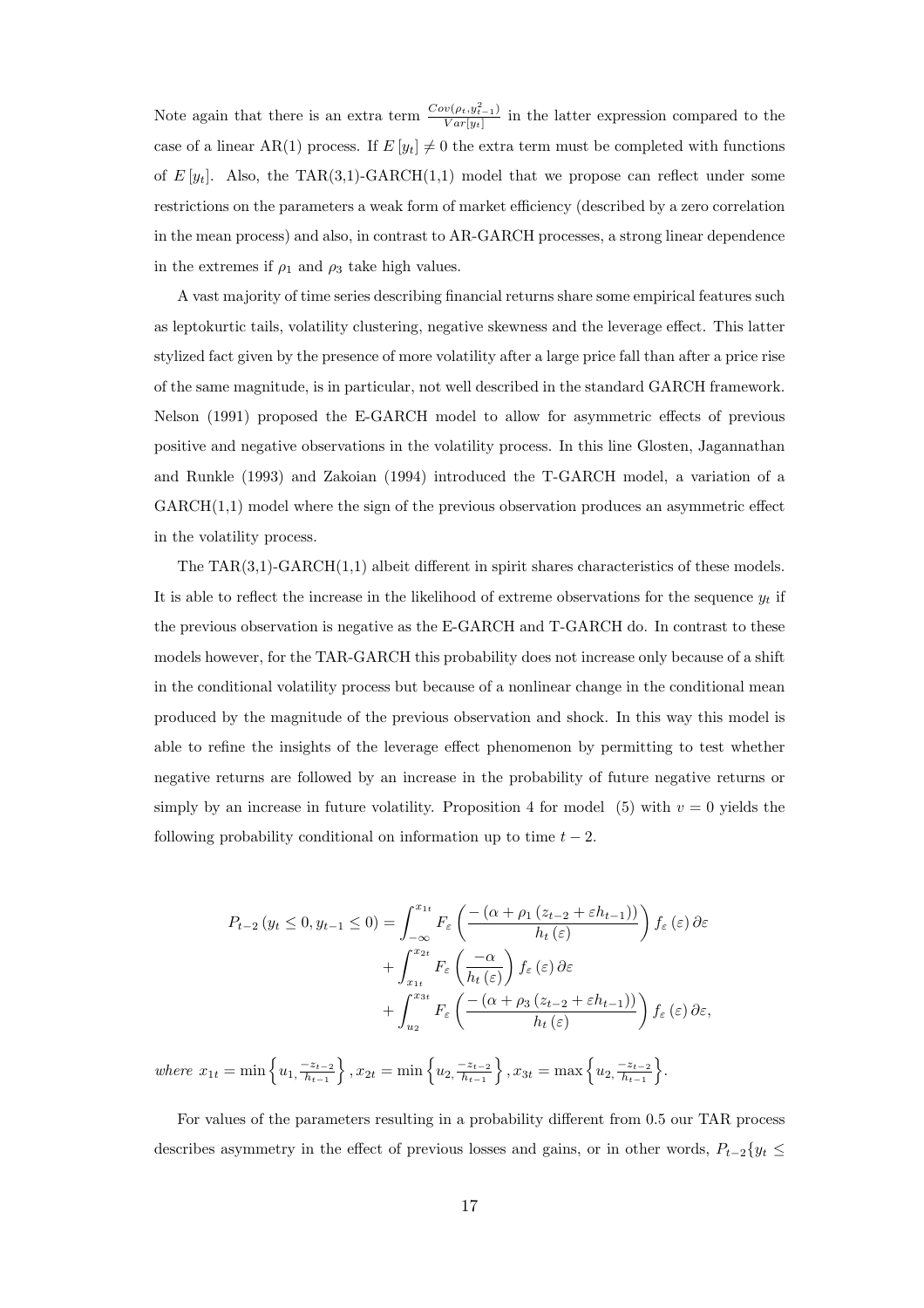Note again that there is an extra term $\frac{Cov(\rho_t, y_{t-1}^2)}{Var[y_t]}$ in the latter expression compared to the case of a linear AR(1) process. If $E[y_t] \neq 0$ the extra term must be completed with functions of $E[y_t]$. Also, the TAR(3,1)-GARCH(1,1) model that we propose can reflect under some restrictions on the parameters a weak form of market efficiency (described by a zero correlation in the mean process) and also, in contrast to AR-GARCH processes, a strong linear dependence in the extremes if $\rho_1$ and $\rho_3$ take high values.

A vast majority of time series describing financial returns share some empirical features such as leptokurtic tails, volatility clustering, negative skewness and the leverage effect. This latter stylized fact given by the presence of more volatility after a large price fall than after a price rise of the same magnitude, is in particular, not well described in the standard GARCH framework. Nelson (1991) proposed the E-GARCH model to allow for asymmetric effects of previous positive and negative observations in the volatility process. In this line Glosten, Jagannathan and Runkle (1993) and Zakoian (1994) introduced the T-GARCH model, a variation of a GARCH(1,1) model where the sign of the previous observation produces an asymmetric effect in the volatility process.

The TAR(3,1)-GARCH(1,1) albeit different in spirit shares characteristics of these models. It is able to reflect the increase in the likelihood of extreme observations for the sequence $y_t$ if the previous observation is negative as the E-GARCH and T-GARCH do. In contrast to these models however, for the TAR-GARCH this probability does not increase only because of a shift in the conditional volatility process but because of a nonlinear change in the conditional mean produced by the magnitude of the previous observation and shock. In this way this model is able to refine the insights of the leverage effect phenomenon by permitting to test whether negative returns are followed by an increase in the probability of future negative returns or simply by an increase in future volatility. Proposition 4 for model (5) with $v = 0$ yields the following probability conditional on information up to time $t-2$.

$$
\begin{aligned}
P_{t-2}\left(y_t \leq 0, y_{t-1} \leq 0\right) &= \int_{-\infty}^{x_{1t}} F_\varepsilon\left(\frac{-\left(\alpha + \rho_1\left(z_{t-2} + \varepsilon h_{t-1}\right)\right)}{h_t\left(\varepsilon\right)}\right) f_\varepsilon\left(\varepsilon\right) \partial\varepsilon \\
&+ \int_{x_{1t}}^{x_{2t}} F_\varepsilon\left(\frac{-\alpha}{h_t\left(\varepsilon\right)}\right) f_\varepsilon\left(\varepsilon\right) \partial\varepsilon \\
&+ \int_{u_2}^{x_{3t}} F_\varepsilon\left(\frac{-\left(\alpha + \rho_3\left(z_{t-2} + \varepsilon h_{t-1}\right)\right)}{h_t\left(\varepsilon\right)}\right) f_\varepsilon\left(\varepsilon\right) \partial\varepsilon,
\end{aligned}
$$

*where* $x_{1t} = \min\left\{u_1, \frac{-z_{t-2}}{h_{t-1}}\right\}, x_{2t} = \min\left\{u_2, \frac{-z_{t-2}}{h_{t-1}}\right\}, x_{3t} = \max\left\{u_2, \frac{-z_{t-2}}{h_{t-1}}\right\}.$

For values of the parameters resulting in a probability different from 0.5 our TAR process describes asymmetry in the effect of previous losses and gains, or in other words, $P_{t-2}\{y_t \leq$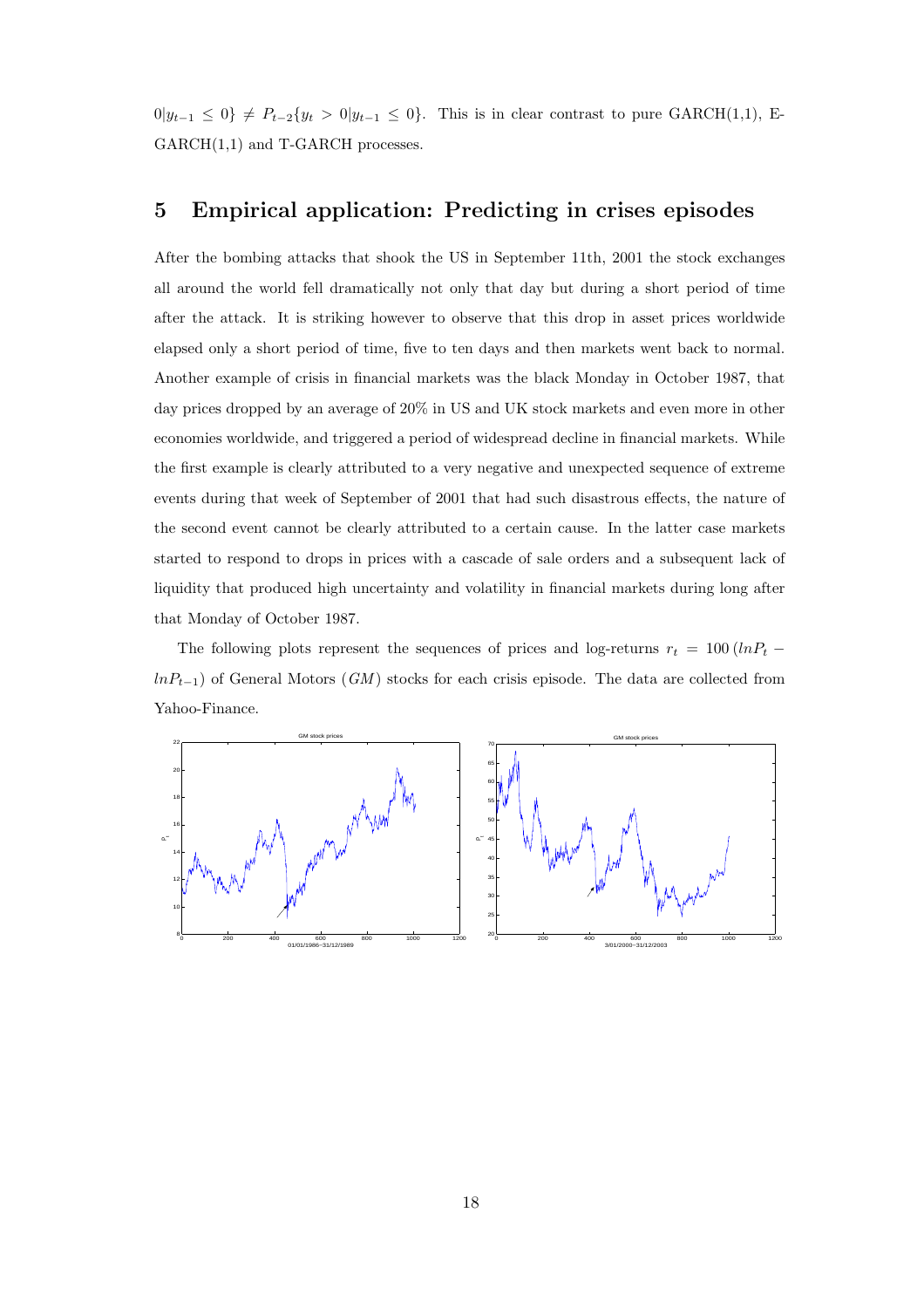$0|y_{t-1} \leq 0\} \neq P_{t-2}\{y_t > 0|y_{t-1} \leq 0\}$. This is in clear contrast to pure GARCH(1,1), E-GARCH(1,1) and T-GARCH processes.

## 5 Empirical application: Predicting in crises episodes

After the bombing attacks that shook the US in September 11th, 2001 the stock exchanges all around the world fell dramatically not only that day but during a short period of time after the attack. It is striking however to observe that this drop in asset prices worldwide elapsed only a short period of time, five to ten days and then markets went back to normal. Another example of crisis in financial markets was the black Monday in October 1987, that day prices dropped by an average of 20% in US and UK stock markets and even more in other economies worldwide, and triggered a period of widespread decline in financial markets. While the first example is clearly attributed to a very negative and unexpected sequence of extreme events during that week of September of 2001 that had such disastrous effects, the nature of the second event cannot be clearly attributed to a certain cause. In the latter case markets started to respond to drops in prices with a cascade of sale orders and a subsequent lack of liquidity that produced high uncertainty and volatility in financial markets during long after that Monday of October 1987.

The following plots represent the sequences of prices and log-returns $r_t = 100\,(lnP_t - lnP_{t-1})$ of General Motors ($GM$) stocks for each crisis episode. The data are collected from Yahoo-Finance.

GM stock prices — 01/01/1986–31/12/1989

GM stock prices — 3/01/2000–31/12/2003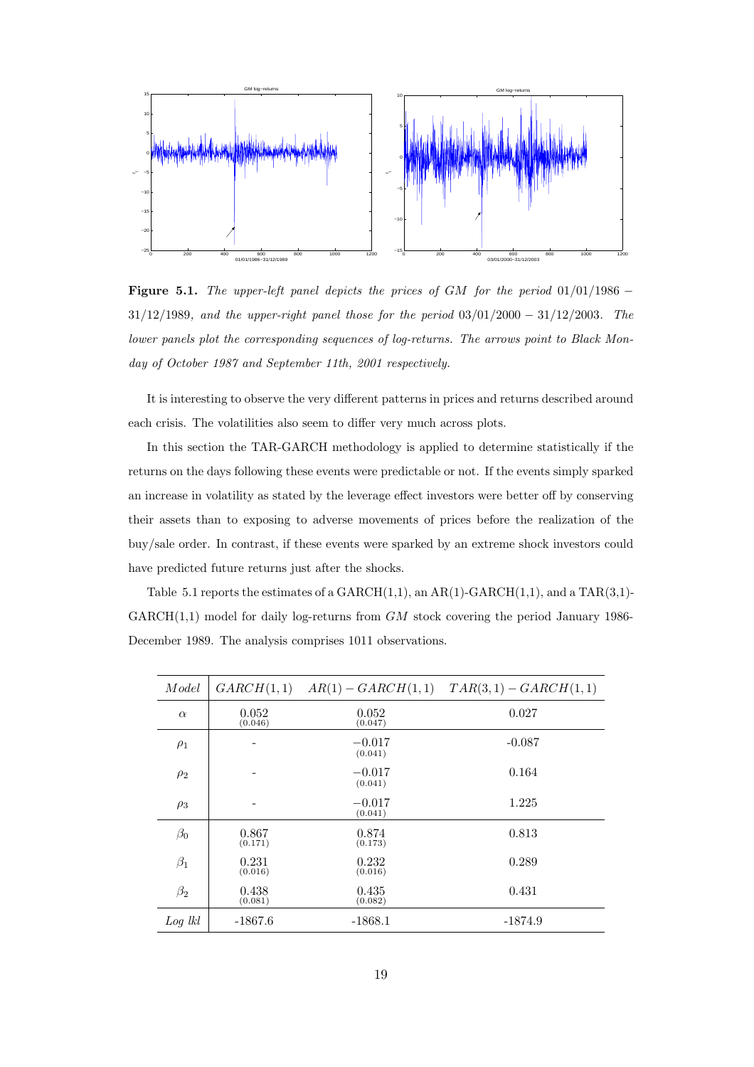**Figure 5.1.** *The upper-left panel depicts the prices of GM for the period 01/01/1986 − 31/12/1989, and the upper-right panel those for the period 03/01/2000 − 31/12/2003. The lower panels plot the corresponding sequences of log-returns. The arrows point to Black Monday of October 1987 and September 11th, 2001 respectively.*

It is interesting to observe the very different patterns in prices and returns described around each crisis. The volatilities also seem to differ very much across plots.

In this section the TAR-GARCH methodology is applied to determine statistically if the returns on the days following these events were predictable or not. If the events simply sparked an increase in volatility as stated by the leverage effect investors were better off by conserving their assets than to exposing to adverse movements of prices before the realization of the buy/sale order. In contrast, if these events were sparked by an extreme shock investors could have predicted future returns just after the shocks.

Table 5.1 reports the estimates of a GARCH(1,1), an AR(1)-GARCH(1,1), and a TAR(3,1)-GARCH(1,1) model for daily log-returns from *GM* stock covering the period January 1986-December 1989. The analysis comprises 1011 observations.

| *Model* | $GARCH(1,1)$ | $AR(1)-GARCH(1,1)$ | $TAR(3,1)-GARCH(1,1)$ |
|---|---|---|---|
| $\alpha$ | 0.052 (0.046) | 0.052 (0.047) | 0.027 |
| $\rho_1$ | - | −0.017 (0.041) | -0.087 |
| $\rho_2$ | - | −0.017 (0.041) | 0.164 |
| $\rho_3$ | - | −0.017 (0.041) | 1.225 |
| $\beta_0$ | 0.867 (0.171) | 0.874 (0.173) | 0.813 |
| $\beta_1$ | 0.231 (0.016) | 0.232 (0.016) | 0.289 |
| $\beta_2$ | 0.438 (0.081) | 0.435 (0.082) | 0.431 |
| *Log lkl* | -1867.6 | -1868.1 | -1874.9 |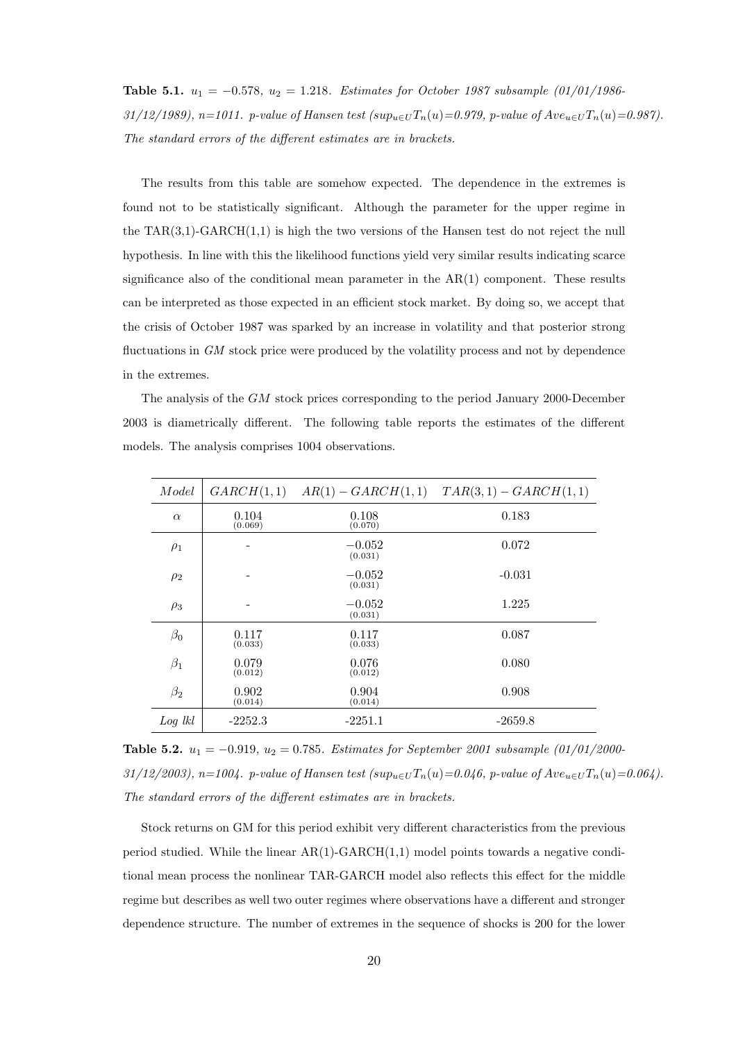**Table 5.1.** $u_1 = -0.578$, $u_2 = 1.218$. *Estimates for October 1987 subsample (01/01/1986-31/12/1989), n=1011. p-value of Hansen test ($sup_{u \in U} T_n(u)$=0.979, p-value of $Ave_{u \in U} T_n(u)$=0.987). The standard errors of the different estimates are in brackets.*

The results from this table are somehow expected. The dependence in the extremes is found not to be statistically significant. Although the parameter for the upper regime in the TAR(3,1)-GARCH(1,1) is high the two versions of the Hansen test do not reject the null hypothesis. In line with this the likelihood functions yield very similar results indicating scarce significance also of the conditional mean parameter in the AR(1) component. These results can be interpreted as those expected in an efficient stock market. By doing so, we accept that the crisis of October 1987 was sparked by an increase in volatility and that posterior strong fluctuations in *GM* stock price were produced by the volatility process and not by dependence in the extremes.

The analysis of the *GM* stock prices corresponding to the period January 2000-December 2003 is diametrically different. The following table reports the estimates of the different models. The analysis comprises 1004 observations.

| *Model* | $GARCH(1,1)$ | $AR(1)-GARCH(1,1)$ | $TAR(3,1)-GARCH(1,1)$ |
|---|---|---|---|
| $\alpha$ | 0.104 (0.069) | 0.108 (0.070) | 0.183 |
| $\rho_1$ | - | $-0.052$ (0.031) | 0.072 |
| $\rho_2$ | - | $-0.052$ (0.031) | -0.031 |
| $\rho_3$ | - | $-0.052$ (0.031) | 1.225 |
| $\beta_0$ | 0.117 (0.033) | 0.117 (0.033) | 0.087 |
| $\beta_1$ | 0.079 (0.012) | 0.076 (0.012) | 0.080 |
| $\beta_2$ | 0.902 (0.014) | 0.904 (0.014) | 0.908 |
| *Log lkl* | -2252.3 | -2251.1 | -2659.8 |

**Table 5.2.** $u_1 = -0.919$, $u_2 = 0.785$. *Estimates for September 2001 subsample (01/01/2000-31/12/2003), n=1004. p-value of Hansen test ($sup_{u \in U} T_n(u)$=0.046, p-value of $Ave_{u \in U} T_n(u)$=0.064). The standard errors of the different estimates are in brackets.*

Stock returns on GM for this period exhibit very different characteristics from the previous period studied. While the linear AR(1)-GARCH(1,1) model points towards a negative conditional mean process the nonlinear TAR-GARCH model also reflects this effect for the middle regime but describes as well two outer regimes where observations have a different and stronger dependence structure. The number of extremes in the sequence of shocks is 200 for the lower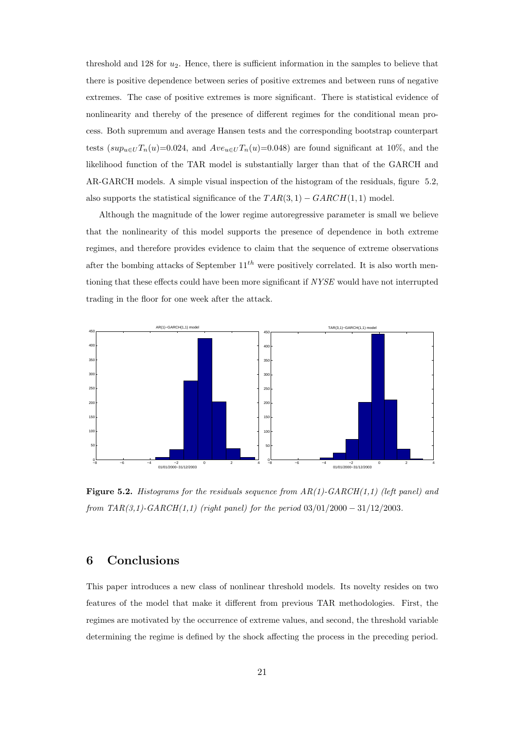threshold and 128 for $u_2$. Hence, there is sufficient information in the samples to believe that there is positive dependence between series of positive extremes and between runs of negative extremes. The case of positive extremes is more significant. There is statistical evidence of nonlinearity and thereby of the presence of different regimes for the conditional mean process. Both supremum and average Hansen tests and the corresponding bootstrap counterpart tests ($sup_{u \in U} T_n(u)$=0.024, and $Ave_{u \in U} T_n(u)$=0.048) are found significant at 10%, and the likelihood function of the TAR model is substantially larger than that of the GARCH and AR-GARCH models. A simple visual inspection of the histogram of the residuals, figure 5.2, also supports the statistical significance of the $TAR(3,1) - GARCH(1,1)$ model.

Although the magnitude of the lower regime autoregressive parameter is small we believe that the nonlinearity of this model supports the presence of dependence in both extreme regimes, and therefore provides evidence to claim that the sequence of extreme observations after the bombing attacks of September $11^{th}$ were positively correlated. It is also worth mentioning that these effects could have been more significant if *NYSE* would have not interrupted trading in the floor for one week after the attack.

**Figure 5.2.** *Histograms for the residuals sequence from AR(1)-GARCH(1,1) (left panel) and from TAR(3,1)-GARCH(1,1) (right panel) for the period* $03/01/2000 - 31/12/2003$.

# 6 Conclusions

This paper introduces a new class of nonlinear threshold models. Its novelty resides on two features of the model that make it different from previous TAR methodologies. First, the regimes are motivated by the occurrence of extreme values, and second, the threshold variable determining the regime is defined by the shock affecting the process in the preceding period.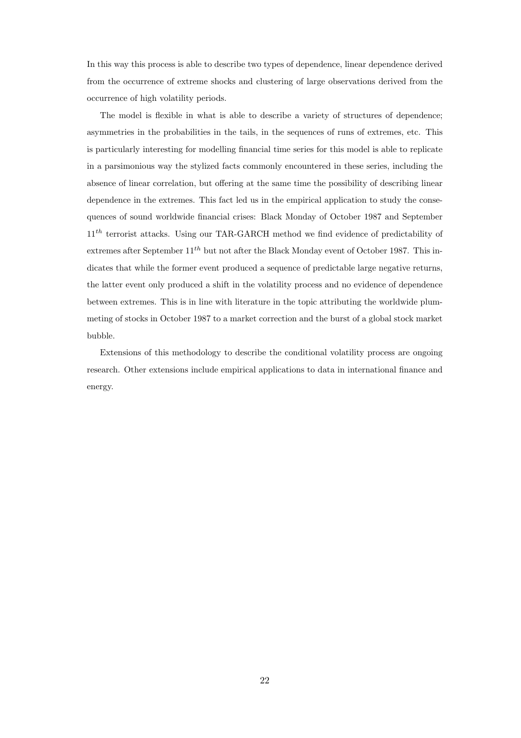In this way this process is able to describe two types of dependence, linear dependence derived from the occurrence of extreme shocks and clustering of large observations derived from the occurrence of high volatility periods.

The model is flexible in what is able to describe a variety of structures of dependence; asymmetries in the probabilities in the tails, in the sequences of runs of extremes, etc. This is particularly interesting for modelling financial time series for this model is able to replicate in a parsimonious way the stylized facts commonly encountered in these series, including the absence of linear correlation, but offering at the same time the possibility of describing linear dependence in the extremes. This fact led us in the empirical application to study the consequences of sound worldwide financial crises: Black Monday of October 1987 and September $11^{th}$ terrorist attacks. Using our TAR-GARCH method we find evidence of predictability of extremes after September $11^{th}$ but not after the Black Monday event of October 1987. This indicates that while the former event produced a sequence of predictable large negative returns, the latter event only produced a shift in the volatility process and no evidence of dependence between extremes. This is in line with literature in the topic attributing the worldwide plummeting of stocks in October 1987 to a market correction and the burst of a global stock market bubble.

Extensions of this methodology to describe the conditional volatility process are ongoing research. Other extensions include empirical applications to data in international finance and energy.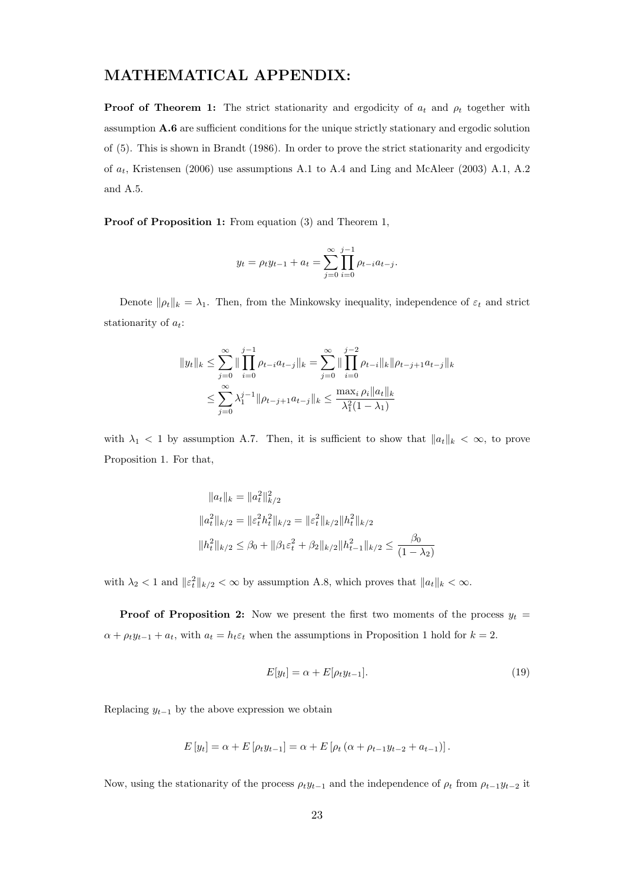# MATHEMATICAL APPENDIX:

**Proof of Theorem 1:** The strict stationarity and ergodicity of $a_t$ and $\rho_t$ together with assumption **A.6** are sufficient conditions for the unique strictly stationary and ergodic solution of (5). This is shown in Brandt (1986). In order to prove the strict stationarity and ergodicity of $a_t$, Kristensen (2006) use assumptions A.1 to A.4 and Ling and McAleer (2003) A.1, A.2 and A.5.

**Proof of Proposition 1:** From equation (3) and Theorem 1,

$$y_t = \rho_t y_{t-1} + a_t = \sum_{j=0}^{\infty} \prod_{i=0}^{j-1} \rho_{t-i} a_{t-j}.$$

Denote $\|\rho_t\|_k = \lambda_1$. Then, from the Minkowsky inequality, independence of $\varepsilon_t$ and strict stationarity of $a_t$:

$$\|y_t\|_k \leq \sum_{j=0}^{\infty} \| \prod_{i=0}^{j-1} \rho_{t-i} a_{t-j} \|_k = \sum_{j=0}^{\infty} \| \prod_{i=0}^{j-2} \rho_{t-i} \|_k \|\rho_{t-j+1} a_{t-j}\|_k$$
$$\leq \sum_{j=0}^{\infty} \lambda_1^{j-1} \|\rho_{t-j+1} a_{t-j}\|_k \leq \frac{\max_i \rho_i \|a_t\|_k}{\lambda_1^2 (1-\lambda_1)}$$

with $\lambda_1 < 1$ by assumption A.7. Then, it is sufficient to show that $\|a_t\|_k < \infty$, to prove Proposition 1. For that,

$$\|a_t\|_k = \|a_t^2\|_{k/2}^2$$
$$\|a_t^2\|_{k/2} = \|\varepsilon_t^2 h_t^2\|_{k/2} = \|\varepsilon_t^2\|_{k/2} \|h_t^2\|_{k/2}$$
$$\|h_t^2\|_{k/2} \leq \beta_0 + \|\beta_1 \varepsilon_t^2 + \beta_2\|_{k/2} \|h_{t-1}^2\|_{k/2} \leq \frac{\beta_0}{(1-\lambda_2)}$$

with $\lambda_2 < 1$ and $\|\varepsilon_t^2\|_{k/2} < \infty$ by assumption A.8, which proves that $\|a_t\|_k < \infty$.

**Proof of Proposition 2:** Now we present the first two moments of the process $y_t = \alpha + \rho_t y_{t-1} + a_t$, with $a_t = h_t \varepsilon_t$ when the assumptions in Proposition 1 hold for $k = 2$.

$$E[y_t] = \alpha + E[\rho_t y_{t-1}]. \tag{19}$$

Replacing $y_{t-1}$ by the above expression we obtain

$$E[y_t] = \alpha + E[\rho_t y_{t-1}] = \alpha + E[\rho_t (\alpha + \rho_{t-1} y_{t-2} + a_{t-1})].$$

Now, using the stationarity of the process $\rho_t y_{t-1}$ and the independence of $\rho_t$ from $\rho_{t-1} y_{t-2}$ it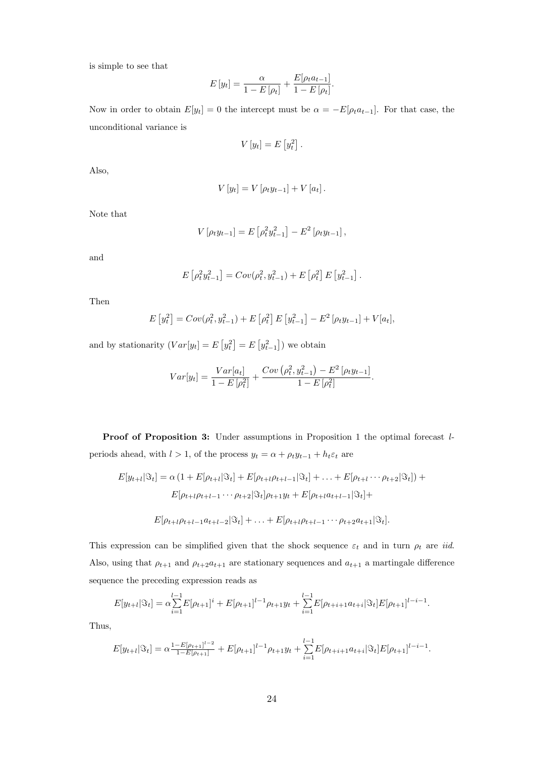is simple to see that

$$E\left[y_t\right] = \frac{\alpha}{1 - E\left[\rho_t\right]} + \frac{E[\rho_t a_{t-1}]}{1 - E\left[\rho_t\right]}.$$

Now in order to obtain $E[y_t] = 0$ the intercept must be $\alpha = -E[\rho_t a_{t-1}]$. For that case, the unconditional variance is

$$V\left[y_t\right] = E\left[y_t^2\right].$$

Also,

$$V\left[y_t\right] = V\left[\rho_t y_{t-1}\right] + V\left[a_t\right].$$

Note that

$$V\left[\rho_t y_{t-1}\right] = E\left[\rho_t^2 y_{t-1}^2\right] - E^2\left[\rho_t y_{t-1}\right],$$

and

$$E\left[\rho_t^2 y_{t-1}^2\right] = Cov(\rho_t^2, y_{t-1}^2) + E\left[\rho_t^2\right] E\left[y_{t-1}^2\right].$$

Then

$$E\left[y_t^2\right] = Cov(\rho_t^2, y_{t-1}^2) + E\left[\rho_t^2\right] E\left[y_{t-1}^2\right] - E^2\left[\rho_t y_{t-1}\right] + V[a_t],$$

and by stationarity ($Var[y_t] = E\left[y_t^2\right] = E\left[y_{t-1}^2\right]$) we obtain

$$Var[y_t] = \frac{Var[a_t]}{1 - E\left[\rho_t^2\right]} + \frac{Cov\left(\rho_t^2, y_{t-1}^2\right) - E^2\left[\rho_t y_{t-1}\right]}{1 - E\left[\rho_t^2\right]}.$$

**Proof of Proposition 3:** Under assumptions in Proposition 1 the optimal forecast $l$-periods ahead, with $l > 1$, of the process $y_t = \alpha + \rho_t y_{t-1} + h_t \varepsilon_t$ are

$$\begin{aligned}
E[y_{t+l}|\Im_t] = {} & \alpha\left(1 + E[\rho_{t+l}|\Im_t] + E[\rho_{t+l}\rho_{t+l-1}|\Im_t] + \ldots + E[\rho_{t+l}\cdots\rho_{t+2}|\Im_t]\right) + \\
& E[\rho_{t+l}\rho_{t+l-1}\cdots\rho_{t+2}|\Im_t]\rho_{t+1}y_t + E[\rho_{t+l}a_{t+l-1}|\Im_t] + \\
& E[\rho_{t+l}\rho_{t+l-1}a_{t+l-2}|\Im_t] + \ldots + E[\rho_{t+l}\rho_{t+l-1}\cdots\rho_{t+2}a_{t+1}|\Im_t].
\end{aligned}$$

This expression can be simplified given that the shock sequence $\varepsilon_t$ and in turn $\rho_t$ are *iid*. Also, using that $\rho_{t+1}$ and $\rho_{t+2}a_{t+1}$ are stationary sequences and $a_{t+1}$ a martingale difference sequence the preceding expression reads as

$$E[y_{t+l}|\Im_t] = \alpha\sum_{i=1}^{l-1} E[\rho_{t+1}]^i + E[\rho_{t+1}]^{l-1}\rho_{t+1}y_t + \sum_{i=1}^{l-1} E[\rho_{t+i+1}a_{t+i}|\Im_t]E[\rho_{t+1}]^{l-i-1}.$$

Thus,

$$E[y_{t+l}|\Im_t] = \alpha\frac{1 - E[\rho_{t+1}]^{l-2}}{1 - E[\rho_{t+1}]} + E[\rho_{t+1}]^{l-1}\rho_{t+1}y_t + \sum_{i=1}^{l-1} E[\rho_{t+i+1}a_{t+i}|\Im_t]E[\rho_{t+1}]^{l-i-1}.$$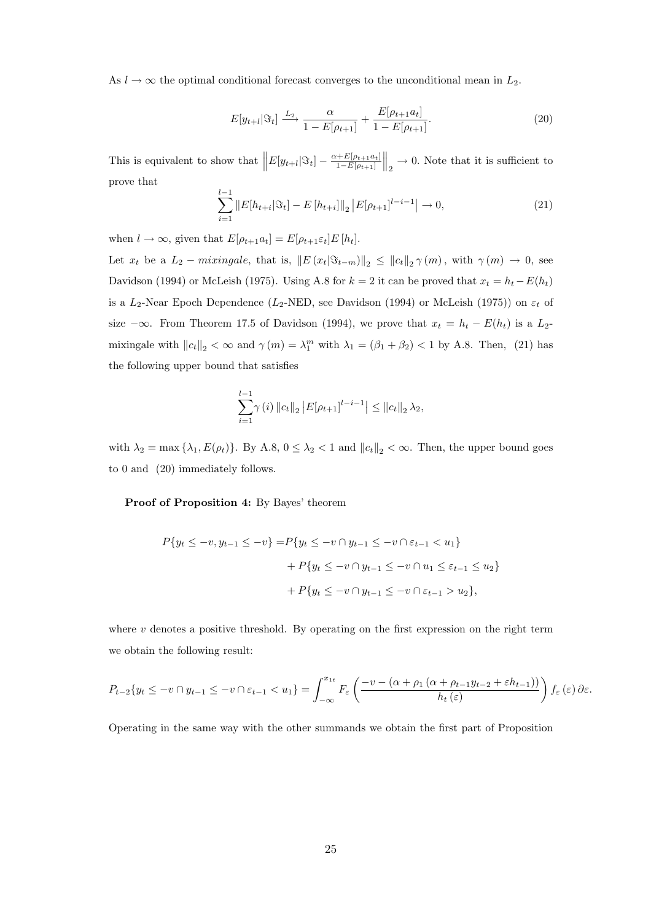As $l \to \infty$ the optimal conditional forecast converges to the unconditional mean in $L_2$.

$$E[y_{t+l}|\Im_t] \xrightarrow{L_2} \frac{\alpha}{1 - E[\rho_{t+1}]} + \frac{E[\rho_{t+1} a_t]}{1 - E[\rho_{t+1}]}. \tag{20}$$

This is equivalent to show that $\left\| E[y_{t+l}|\Im_t] - \frac{\alpha + E[\rho_{t+1} a_t]}{1 - E[\rho_{t+1}]} \right\|_2 \to 0$. Note that it is sufficient to prove that

$$\sum_{i=1}^{l-1} \|E[h_{t+i}|\Im_t] - E[h_{t+i}]\|_2 \left| E[\rho_{t+1}]^{l-i-1} \right| \to 0, \tag{21}$$

when $l \to \infty$, given that $E[\rho_{t+1} a_t] = E[\rho_{t+1}\varepsilon_t] E[h_t]$.

Let $x_t$ be a $L_2 - mixingale$, that is, $\|E(x_t|\Im_{t-m})\|_2 \leq \|c_t\|_2 \gamma(m)$, with $\gamma(m) \to 0$, see Davidson (1994) or McLeish (1975). Using A.8 for $k = 2$ it can be proved that $x_t = h_t - E(h_t)$ is a $L_2$-Near Epoch Dependence ($L_2$-NED, see Davidson (1994) or McLeish (1975)) on $\varepsilon_t$ of size $-\infty$. From Theorem 17.5 of Davidson (1994), we prove that $x_t = h_t - E(h_t)$ is a $L_2$-mixingale with $\|c_t\|_2 < \infty$ and $\gamma(m) = \lambda_1^m$ with $\lambda_1 = (\beta_1 + \beta_2) < 1$ by A.8. Then, (21) has the following upper bound that satisfies

$$\sum_{i=1}^{l-1} \gamma(i) \|c_t\|_2 \left| E[\rho_{t+1}]^{l-i-1} \right| \leq \|c_t\|_2 \lambda_2,$$

with $\lambda_2 = \max\{\lambda_1, E(\rho_t)\}$. By A.8, $0 \leq \lambda_2 < 1$ and $\|c_t\|_2 < \infty$. Then, the upper bound goes to 0 and (20) immediately follows.

**Proof of Proposition 4:** By Bayes' theorem

$$\begin{aligned}
P\{y_t \leq -v, y_{t-1} \leq -v\} =& P\{y_t \leq -v \cap y_{t-1} \leq -v \cap \varepsilon_{t-1} < u_1\} \\
&+ P\{y_t \leq -v \cap y_{t-1} \leq -v \cap u_1 \leq \varepsilon_{t-1} \leq u_2\} \\
&+ P\{y_t \leq -v \cap y_{t-1} \leq -v \cap \varepsilon_{t-1} > u_2\},
\end{aligned}$$

where $v$ denotes a positive threshold. By operating on the first expression on the right term we obtain the following result:

$$P_{t-2}\{y_t \leq -v \cap y_{t-1} \leq -v \cap \varepsilon_{t-1} < u_1\} = \int_{-\infty}^{x_{1t}} F_\varepsilon \left( \frac{-v - (\alpha + \rho_1 (\alpha + \rho_{t-1} y_{t-2} + \varepsilon h_{t-1}))}{h_t(\varepsilon)} \right) f_\varepsilon(\varepsilon)\, \partial\varepsilon.$$

Operating in the same way with the other summands we obtain the first part of Proposition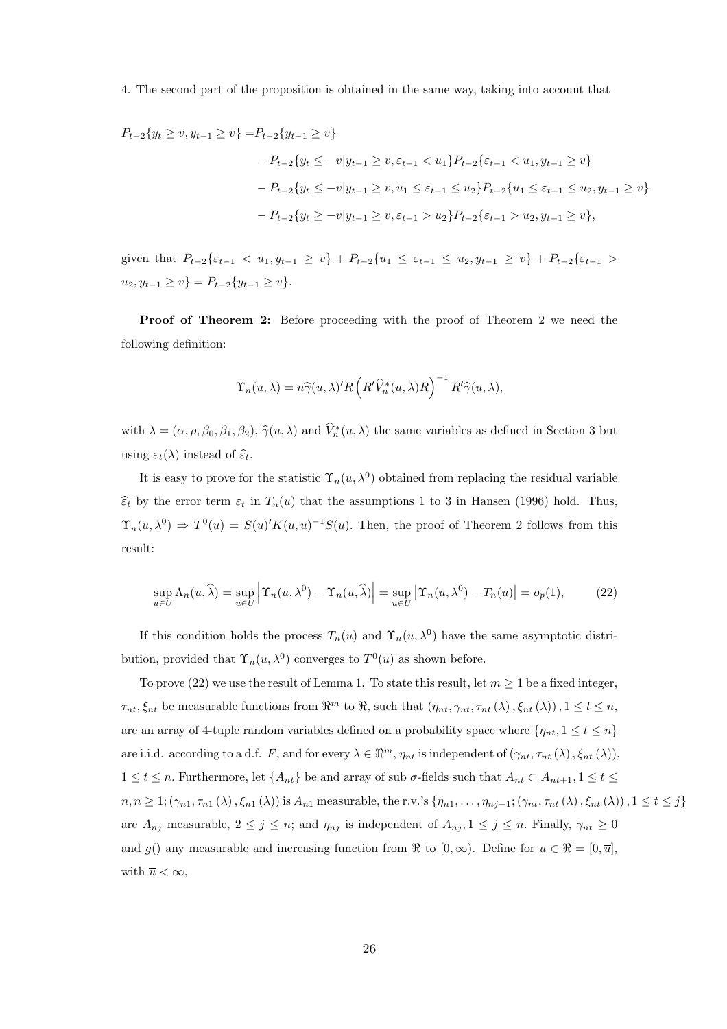4. The second part of the proposition is obtained in the same way, taking into account that

$$
\begin{aligned}
P_{t-2}\{y_t \geq v, y_{t-1} \geq v\} =& P_{t-2}\{y_{t-1} \geq v\} \\
&- P_{t-2}\{y_t \leq -v | y_{t-1} \geq v, \varepsilon_{t-1} < u_1\} P_{t-2}\{\varepsilon_{t-1} < u_1, y_{t-1} \geq v\} \\
&- P_{t-2}\{y_t \leq -v | y_{t-1} \geq v, u_1 \leq \varepsilon_{t-1} \leq u_2\} P_{t-2}\{u_1 \leq \varepsilon_{t-1} \leq u_2, y_{t-1} \geq v\} \\
&- P_{t-2}\{y_t \geq -v | y_{t-1} \geq v, \varepsilon_{t-1} > u_2\} P_{t-2}\{\varepsilon_{t-1} > u_2, y_{t-1} \geq v\},
\end{aligned}
$$

given that $P_{t-2}\{\varepsilon_{t-1} < u_1, y_{t-1} \geq v\} + P_{t-2}\{u_1 \leq \varepsilon_{t-1} \leq u_2, y_{t-1} \geq v\} + P_{t-2}\{\varepsilon_{t-1} > u_2, y_{t-1} \geq v\} = P_{t-2}\{y_{t-1} \geq v\}$.

**Proof of Theorem 2:** Before proceeding with the proof of Theorem 2 we need the following definition:

$$
\Upsilon_n(u, \lambda) = n\widehat{\gamma}(u, \lambda)' R \left( R' \widehat{V}_n^*(u, \lambda) R \right)^{-1} R' \widehat{\gamma}(u, \lambda),
$$

with $\lambda = (\alpha, \rho, \beta_0, \beta_1, \beta_2)$, $\widehat{\gamma}(u, \lambda)$ and $\widehat{V}_n^*(u, \lambda)$ the same variables as defined in Section 3 but using $\varepsilon_t(\lambda)$ instead of $\widehat{\varepsilon}_t$.

It is easy to prove for the statistic $\Upsilon_n(u, \lambda^0)$ obtained from replacing the residual variable $\widehat{\varepsilon}_t$ by the error term $\varepsilon_t$ in $T_n(u)$ that the assumptions 1 to 3 in Hansen (1996) hold. Thus, $\Upsilon_n(u, \lambda^0) \Rightarrow T^0(u) = \overline{S}(u)' \overline{K}(u, u)^{-1} \overline{S}(u)$. Then, the proof of Theorem 2 follows from this result:

$$
\sup_{u \in U} \Lambda_n(u, \widehat{\lambda}) = \sup_{u \in U} \left| \Upsilon_n(u, \lambda^0) - \Upsilon_n(u, \widehat{\lambda}) \right| = \sup_{u \in U} \left| \Upsilon_n(u, \lambda^0) - T_n(u) \right| = o_p(1), \tag{22}
$$

If this condition holds the process $T_n(u)$ and $\Upsilon_n(u, \lambda^0)$ have the same asymptotic distribution, provided that $\Upsilon_n(u, \lambda^0)$ converges to $T^0(u)$ as shown before.

To prove (22) we use the result of Lemma 1. To state this result, let $m \geq 1$ be a fixed integer, $\tau_{nt}, \xi_{nt}$ be measurable functions from $\Re^m$ to $\Re$, such that $(\eta_{nt}, \gamma_{nt}, \tau_{nt}(\lambda), \xi_{nt}(\lambda)), 1 \leq t \leq n$, are an array of 4-tuple random variables defined on a probability space where $\{\eta_{nt}, 1 \leq t \leq n\}$ are i.i.d. according to a d.f. $F$, and for every $\lambda \in \Re^m$, $\eta_{nt}$ is independent of $(\gamma_{nt}, \tau_{nt}(\lambda), \xi_{nt}(\lambda))$, $1 \leq t \leq n$. Furthermore, let $\{A_{nt}\}$ be and array of sub $\sigma$-fields such that $A_{nt} \subset A_{nt+1}, 1 \leq t \leq n, n \geq 1$; $(\gamma_{n1}, \tau_{n1}(\lambda), \xi_{n1}(\lambda))$ is $A_{n1}$ measurable, the r.v.'s $\{\eta_{n1}, \ldots, \eta_{nj-1}; (\gamma_{nt}, \tau_{nt}(\lambda), \xi_{nt}(\lambda)), 1 \leq t \leq j\}$ are $A_{nj}$ measurable, $2 \leq j \leq n$; and $\eta_{nj}$ is independent of $A_{nj}, 1 \leq j \leq n$. Finally, $\gamma_{nt} \geq 0$ and $g()$ any measurable and increasing function from $\Re$ to $[0, \infty)$. Define for $u \in \overline{\Re} = [0, \overline{u}]$, with $\overline{u} < \infty$,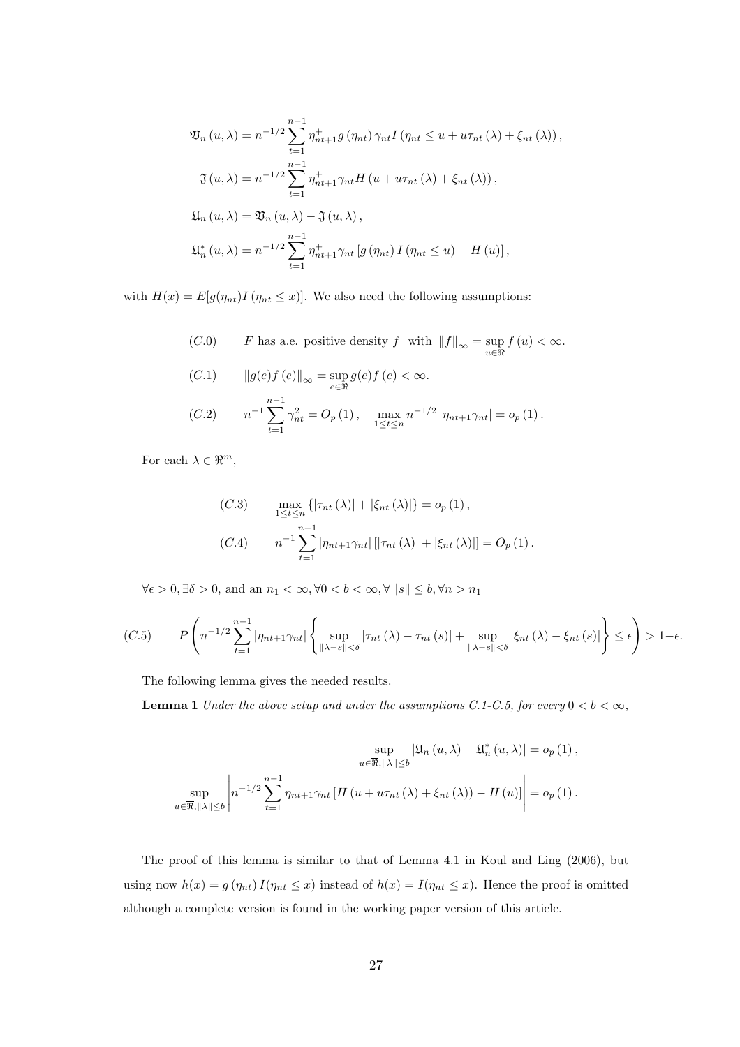$$
\begin{aligned}
\mathfrak{V}_n(u,\lambda) &= n^{-1/2}\sum_{t=1}^{n-1}\eta_{nt+1}^{+} g(\eta_{nt})\gamma_{nt} I(\eta_{nt} \le u + u\tau_{nt}(\lambda) + \xi_{nt}(\lambda)),\\
\mathfrak{J}(u,\lambda) &= n^{-1/2}\sum_{t=1}^{n-1}\eta_{nt+1}^{+}\gamma_{nt} H(u + u\tau_{nt}(\lambda) + \xi_{nt}(\lambda)),\\
\mathfrak{U}_n(u,\lambda) &= \mathfrak{V}_n(u,\lambda) - \mathfrak{J}(u,\lambda),\\
\mathfrak{U}_n^{*}(u,\lambda) &= n^{-1/2}\sum_{t=1}^{n-1}\eta_{nt+1}^{+}\gamma_{nt}\left[g(\eta_{nt}) I(\eta_{nt} \le u) - H(u)\right],
\end{aligned}
$$

with $H(x) = E[g(\eta_{nt}) I(\eta_{nt} \le x)]$. We also need the following assumptions:

$$(C.0) \qquad F \text{ has a.e. positive density } f \text{ with } \|f\|_\infty = \sup_{u\in\Re} f(u) < \infty.$$

$$(C.1) \qquad \|g(e)f(e)\|_\infty = \sup_{e\in\Re} g(e)f(e) < \infty.$$

$$(C.2) \qquad n^{-1}\sum_{t=1}^{n-1}\gamma_{nt}^2 = O_p(1), \quad \max_{1\le t\le n} n^{-1/2}|\eta_{nt+1}\gamma_{nt}| = o_p(1).$$

For each $\lambda \in \Re^m$,

$$(C.3) \qquad \max_{1\le t\le n}\{|\tau_{nt}(\lambda)| + |\xi_{nt}(\lambda)|\} = o_p(1),$$

$$(C.4) \qquad n^{-1}\sum_{t=1}^{n-1}|\eta_{nt+1}\gamma_{nt}|\left[|\tau_{nt}(\lambda)| + |\xi_{nt}(\lambda)|\right] = O_p(1).$$

$\forall \epsilon > 0, \exists \delta > 0$, and an $n_1 < \infty, \forall 0 < b < \infty, \forall \|s\| \le b, \forall n > n_1$

$$(C.5) \qquad P\left(n^{-1/2}\sum_{t=1}^{n-1}|\eta_{nt+1}\gamma_{nt}|\left\{\sup_{\|\lambda-s\|<\delta}|\tau_{nt}(\lambda) - \tau_{nt}(s)| + \sup_{\|\lambda-s\|<\delta}|\xi_{nt}(\lambda) - \xi_{nt}(s)|\right\} \le \epsilon\right) > 1-\epsilon.$$

The following lemma gives the needed results.

**Lemma 1** *Under the above setup and under the assumptions C.1-C.5, for every* $0 < b < \infty$,

$$\sup_{u\in\overline{\Re},\|\lambda\|\le b}|\mathfrak{U}_n(u,\lambda) - \mathfrak{U}_n^{*}(u,\lambda)| = o_p(1),$$

$$\sup_{u\in\overline{\Re},\|\lambda\|\le b}\left|n^{-1/2}\sum_{t=1}^{n-1}\eta_{nt+1}\gamma_{nt}\left[H(u + u\tau_{nt}(\lambda) + \xi_{nt}(\lambda)) - H(u)\right]\right| = o_p(1).$$

The proof of this lemma is similar to that of Lemma 4.1 in Koul and Ling (2006), but using now $h(x) = g(\eta_{nt}) I(\eta_{nt} \le x)$ instead of $h(x) = I(\eta_{nt} \le x)$. Hence the proof is omitted although a complete version is found in the working paper version of this article.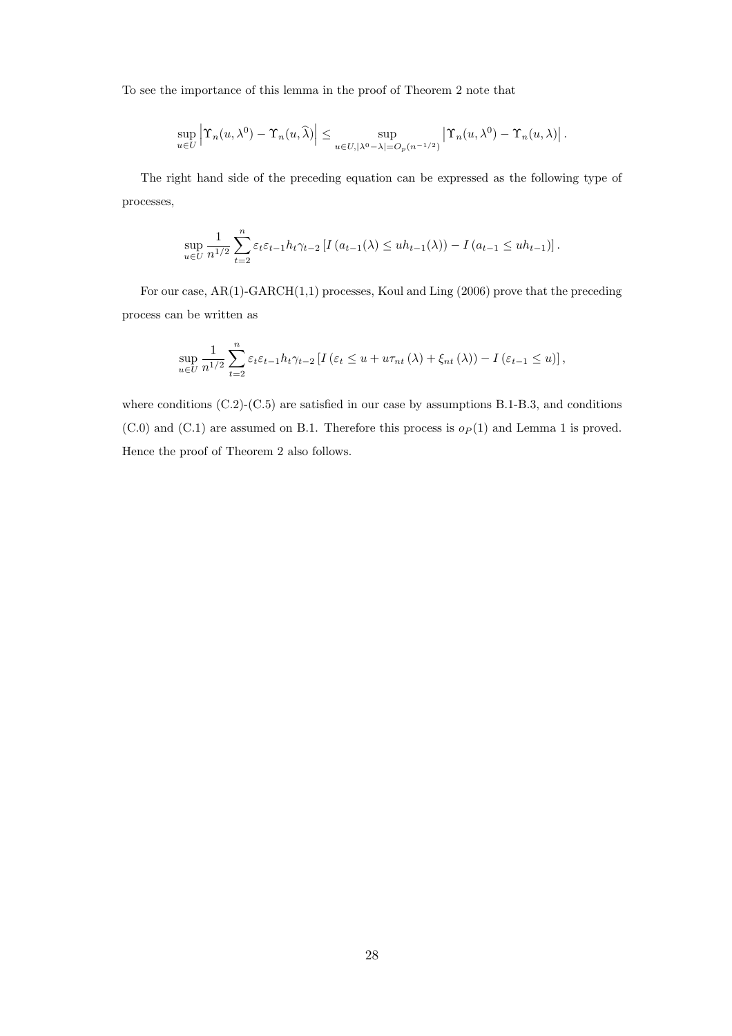To see the importance of this lemma in the proof of Theorem 2 note that

$$\sup_{u \in U} \left| \Upsilon_n(u, \lambda^0) - \Upsilon_n(u, \widehat{\lambda}) \right| \leq \sup_{u \in U, |\lambda^0 - \lambda| = O_p(n^{-1/2})} \left| \Upsilon_n(u, \lambda^0) - \Upsilon_n(u, \lambda) \right|.$$

The right hand side of the preceding equation can be expressed as the following type of processes,

$$\sup_{u \in U} \frac{1}{n^{1/2}} \sum_{t=2}^{n} \varepsilon_t \varepsilon_{t-1} h_t \gamma_{t-2} \left[ I\left(a_{t-1}(\lambda) \leq u h_{t-1}(\lambda)\right) - I\left(a_{t-1} \leq u h_{t-1}\right) \right].$$

For our case, AR(1)-GARCH(1,1) processes, Koul and Ling (2006) prove that the preceding process can be written as

$$\sup_{u \in U} \frac{1}{n^{1/2}} \sum_{t=2}^{n} \varepsilon_t \varepsilon_{t-1} h_t \gamma_{t-2} \left[ I\left(\varepsilon_t \leq u + u\tau_{nt}\left(\lambda\right) + \xi_{nt}\left(\lambda\right)\right) - I\left(\varepsilon_{t-1} \leq u\right) \right],$$

where conditions (C.2)-(C.5) are satisfied in our case by assumptions B.1-B.3, and conditions (C.0) and (C.1) are assumed on B.1. Therefore this process is $o_P(1)$ and Lemma 1 is proved. Hence the proof of Theorem 2 also follows.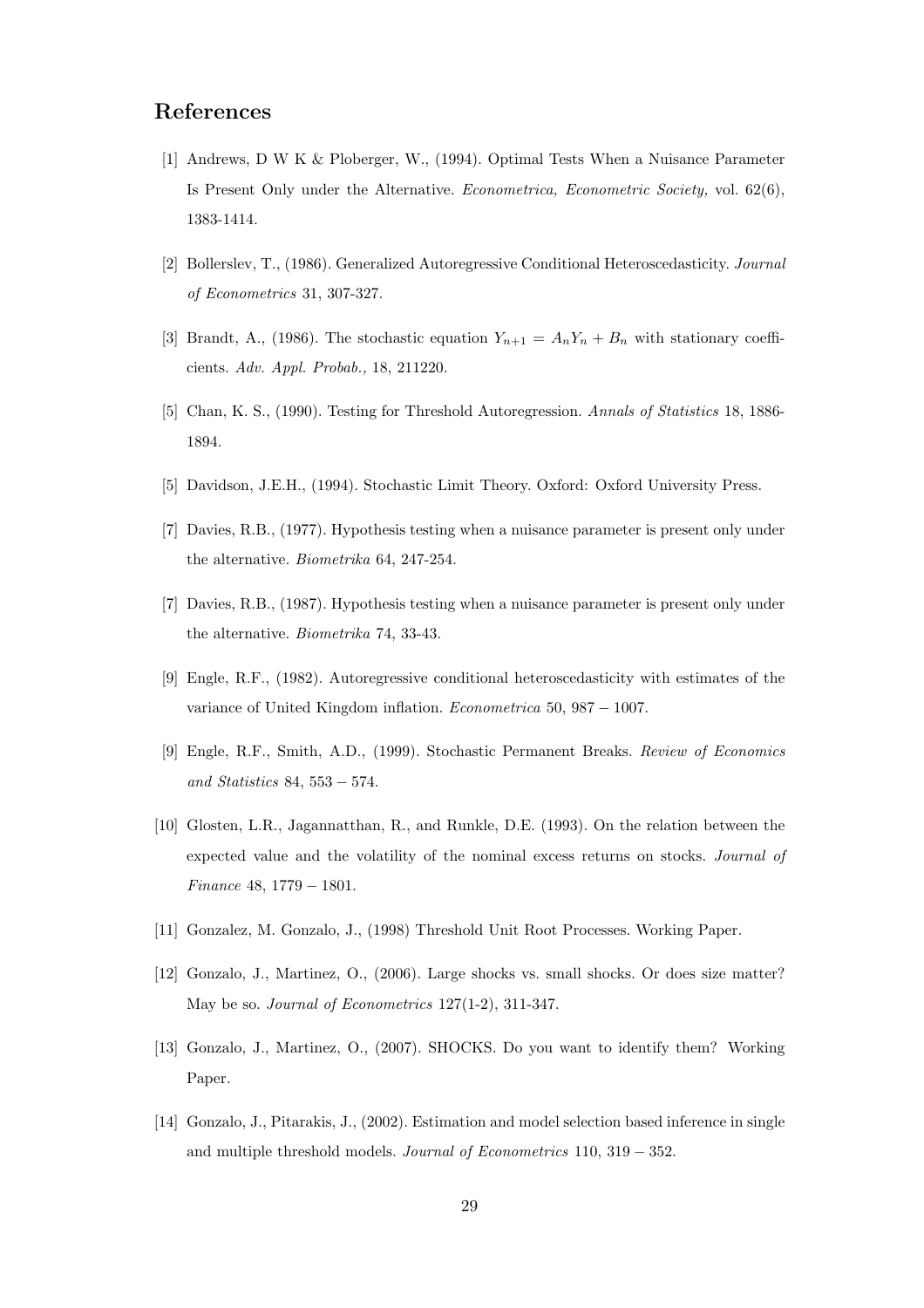## References

[1] Andrews, D W K & Ploberger, W., (1994). Optimal Tests When a Nuisance Parameter Is Present Only under the Alternative. *Econometrica, Econometric Society,* vol. 62(6), 1383-1414.

[2] Bollerslev, T., (1986). Generalized Autoregressive Conditional Heteroscedasticity. *Journal of Econometrics* 31, 307-327.

[3] Brandt, A., (1986). The stochastic equation $Y_{n+1} = A_n Y_n + B_n$ with stationary coefficients. *Adv. Appl. Probab.,* 18, 211220.

[5] Chan, K. S., (1990). Testing for Threshold Autoregression. *Annals of Statistics* 18, 1886-1894.

[5] Davidson, J.E.H., (1994). Stochastic Limit Theory. Oxford: Oxford University Press.

[7] Davies, R.B., (1977). Hypothesis testing when a nuisance parameter is present only under the alternative. *Biometrika* 64, 247-254.

[7] Davies, R.B., (1987). Hypothesis testing when a nuisance parameter is present only under the alternative. *Biometrika* 74, 33-43.

[9] Engle, R.F., (1982). Autoregressive conditional heteroscedasticity with estimates of the variance of United Kingdom inflation. *Econometrica* 50, $987 - 1007$.

[9] Engle, R.F., Smith, A.D., (1999). Stochastic Permanent Breaks. *Review of Economics and Statistics* 84, $553 - 574$.

[10] Glosten, L.R., Jagannatthan, R., and Runkle, D.E. (1993). On the relation between the expected value and the volatility of the nominal excess returns on stocks. *Journal of Finance* 48, $1779 - 1801$.

[11] Gonzalez, M. Gonzalo, J., (1998) Threshold Unit Root Processes. Working Paper.

[12] Gonzalo, J., Martinez, O., (2006). Large shocks vs. small shocks. Or does size matter? May be so. *Journal of Econometrics* 127(1-2), 311-347.

[13] Gonzalo, J., Martinez, O., (2007). SHOCKS. Do you want to identify them? Working Paper.

[14] Gonzalo, J., Pitarakis, J., (2002). Estimation and model selection based inference in single and multiple threshold models. *Journal of Econometrics* 110, $319 - 352$.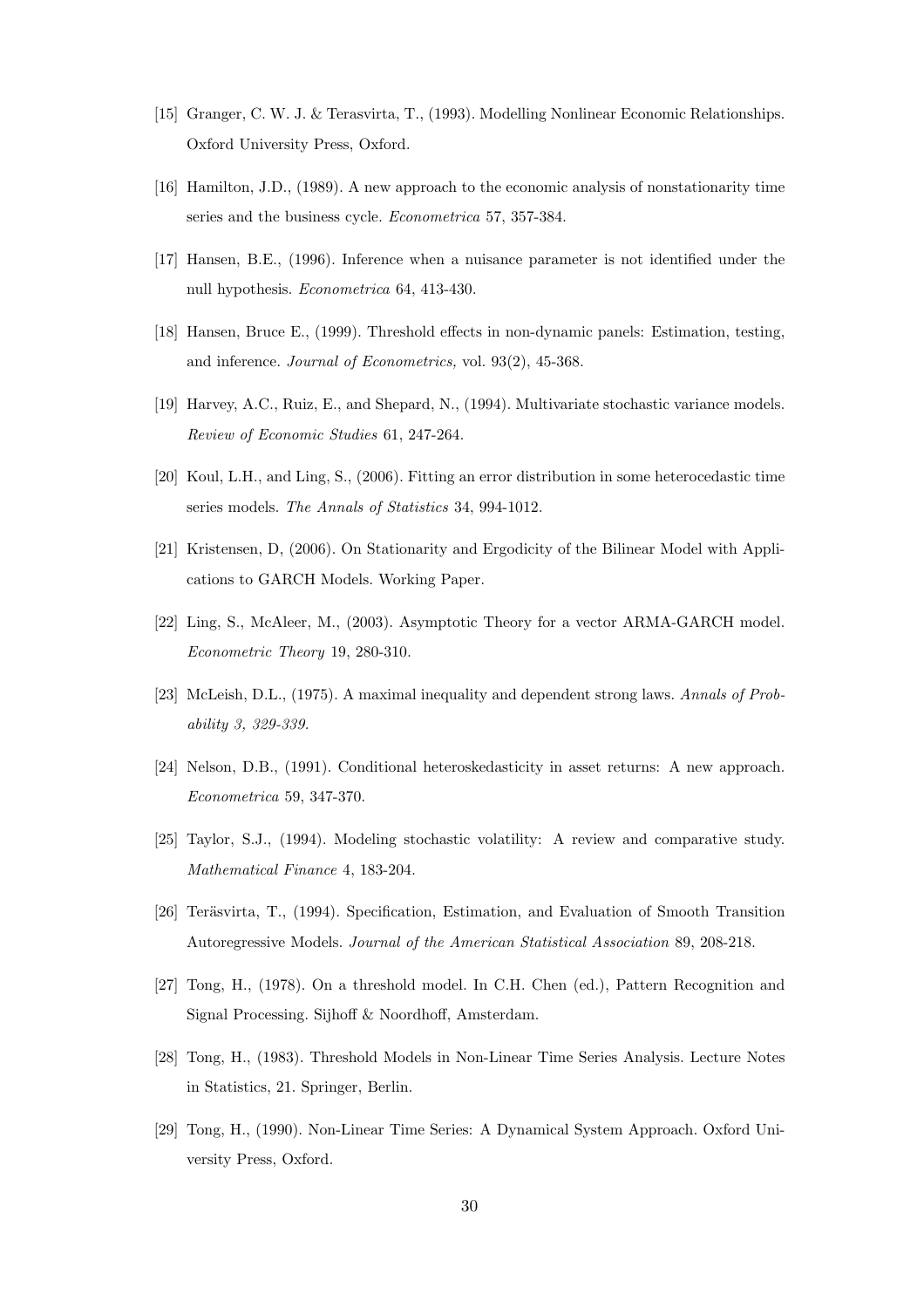[15] Granger, C. W. J. & Terasvirta, T., (1993). Modelling Nonlinear Economic Relationships. Oxford University Press, Oxford.

[16] Hamilton, J.D., (1989). A new approach to the economic analysis of nonstationarity time series and the business cycle. *Econometrica* 57, 357-384.

[17] Hansen, B.E., (1996). Inference when a nuisance parameter is not identified under the null hypothesis. *Econometrica* 64, 413-430.

[18] Hansen, Bruce E., (1999). Threshold effects in non-dynamic panels: Estimation, testing, and inference. *Journal of Econometrics,* vol. 93(2), 45-368.

[19] Harvey, A.C., Ruiz, E., and Shepard, N., (1994). Multivariate stochastic variance models. *Review of Economic Studies* 61, 247-264.

[20] Koul, L.H., and Ling, S., (2006). Fitting an error distribution in some heterocedastic time series models. *The Annals of Statistics* 34, 994-1012.

[21] Kristensen, D, (2006). On Stationarity and Ergodicity of the Bilinear Model with Applications to GARCH Models. Working Paper.

[22] Ling, S., McAleer, M., (2003). Asymptotic Theory for a vector ARMA-GARCH model. *Econometric Theory* 19, 280-310.

[23] McLeish, D.L., (1975). A maximal inequality and dependent strong laws. *Annals of Probability 3, 329-339.*

[24] Nelson, D.B., (1991). Conditional heteroskedasticity in asset returns: A new approach. *Econometrica* 59, 347-370.

[25] Taylor, S.J., (1994). Modeling stochastic volatility: A review and comparative study. *Mathematical Finance* 4, 183-204.

[26] Teräsvirta, T., (1994). Specification, Estimation, and Evaluation of Smooth Transition Autoregressive Models. *Journal of the American Statistical Association* 89, 208-218.

[27] Tong, H., (1978). On a threshold model. In C.H. Chen (ed.), Pattern Recognition and Signal Processing. Sijhoff & Noordhoff, Amsterdam.

[28] Tong, H., (1983). Threshold Models in Non-Linear Time Series Analysis. Lecture Notes in Statistics, 21. Springer, Berlin.

[29] Tong, H., (1990). Non-Linear Time Series: A Dynamical System Approach. Oxford University Press, Oxford.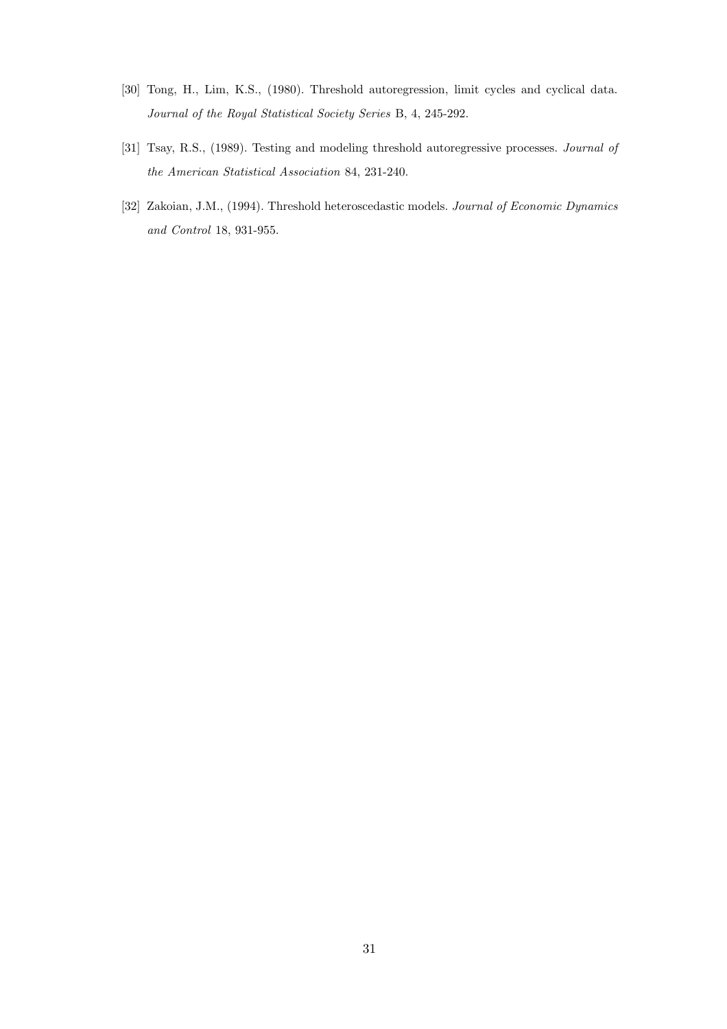[30] Tong, H., Lim, K.S., (1980). Threshold autoregression, limit cycles and cyclical data. *Journal of the Royal Statistical Society Series* B, 4, 245-292.

[31] Tsay, R.S., (1989). Testing and modeling threshold autoregressive processes. *Journal of the American Statistical Association* 84, 231-240.

[32] Zakoian, J.M., (1994). Threshold heteroscedastic models. *Journal of Economic Dynamics and Control* 18, 931-955.